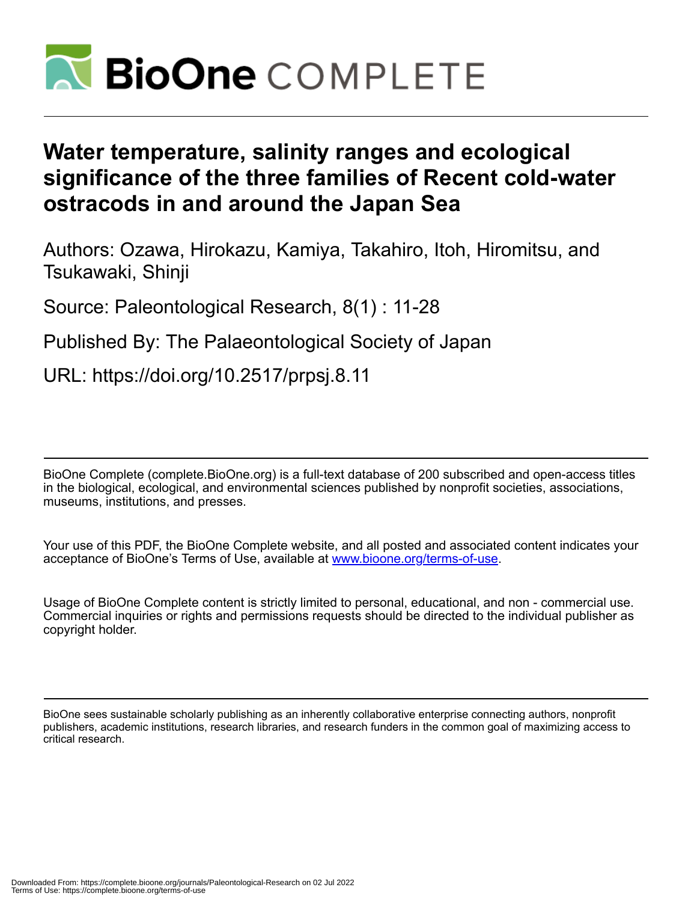# Water temperature, salinity ranges and ecological significance of the three families of Recent cold-water ostracods in and around the Japan Sea

Authors: Ozawa, Hirokazu, Kamiya, Takahiro, Itoh, Hiromitsu, and Tsukawaki, Shinji

Source: Paleontological Research, 8(1) : 11-28

Published By: The Palaeontological Society of Japan

URL: https://doi.org/10.2517/prpsj.8.11

BioOne Complete (complete.BioOne.org) is a full-text database of 200 subscribed and open-access titles in the biological, ecological, and environmental sciences published by nonprofit societies, associations, museums, institutions, and presses.

Your use of this PDF, the BioOne Complete website, and all posted and associated content indicates your acceptance of BioOne's Terms of Use, available at www.bioone.org/terms-of-use.

Usage of BioOne Complete content is strictly limited to personal, educational, and non - commercial use. Commercial inquiries or rights and permissions requests should be directed to the individual publisher as copyright holder.

BioOne sees sustainable scholarly publishing as an inherently collaborative enterprise connecting authors, nonprofit publishers, academic institutions, research libraries, and research funders in the common goal of maximizing access to critical research.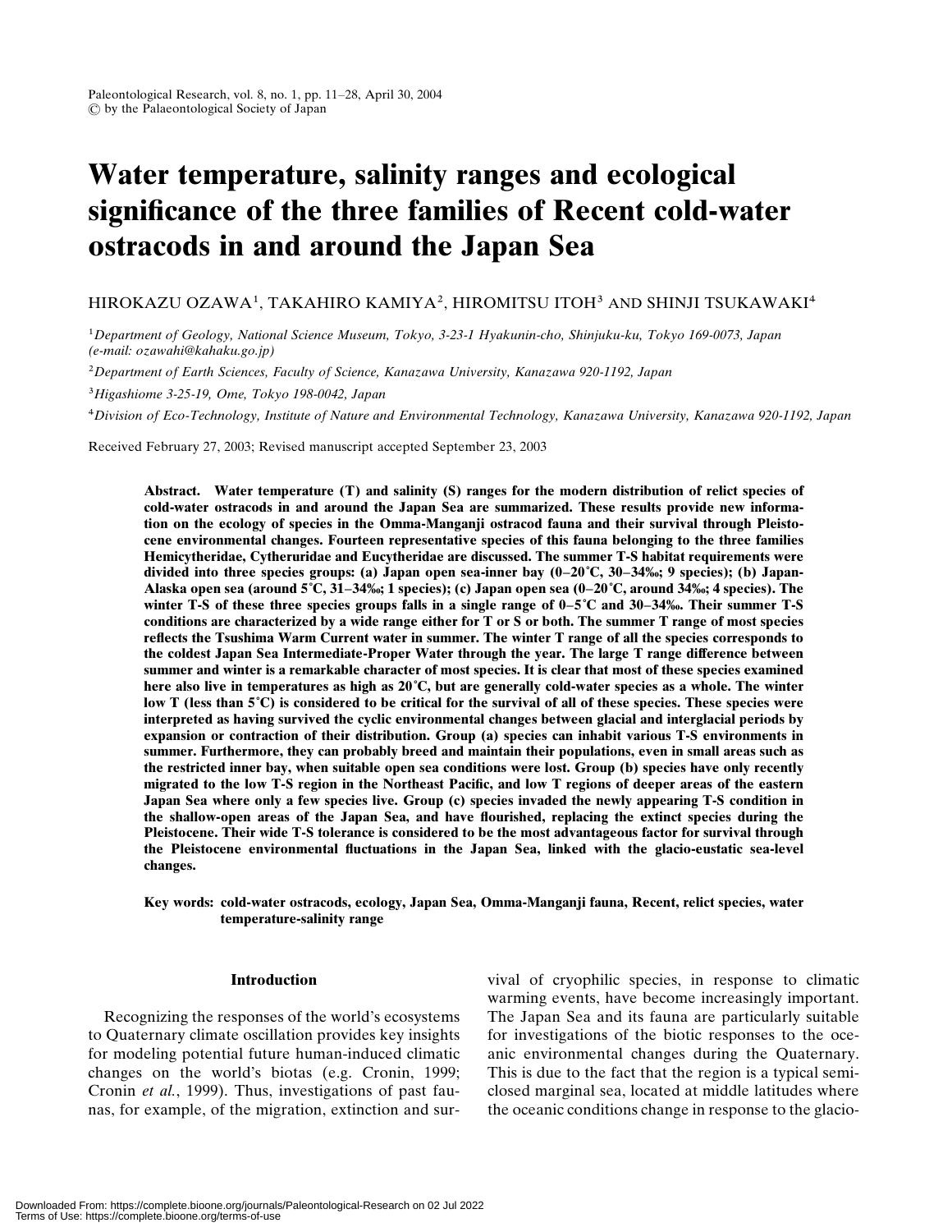# Water temperature, salinity ranges and ecological significance of the three families of Recent cold-water ostracods in and around the Japan Sea

HIROKAZU OZAWA[1], TAKAHIRO KAMIYA[2], HIROMITSU ITOH[3] AND SHINJI TSUKAWAKI[4]

[1]*Department of Geology, National Science Museum, Tokyo, 3-23-1 Hyakunin-cho, Shinjuku-ku, Tokyo 169-0073, Japan (e-mail: ozawahi@kahaku.go.jp)*

[2]*Department of Earth Sciences, Faculty of Science, Kanazawa University, Kanazawa 920-1192, Japan*

[3]*Higashiome 3-25-19, Ome, Tokyo 198-0042, Japan*

[4]*Division of Eco-Technology, Institute of Nature and Environmental Technology, Kanazawa University, Kanazawa 920-1192, Japan*

Received February 27, 2003; Revised manuscript accepted September 23, 2003

**Abstract. Water temperature (T) and salinity (S) ranges for the modern distribution of relict species of cold-water ostracods in and around the Japan Sea are summarized. These results provide new information on the ecology of species in the Omma-Manganji ostracod fauna and their survival through Pleistocene environmental changes. Fourteen representative species of this fauna belonging to the three families Hemicytheridae, Cytheruridae and Eucytheridae are discussed. The summer T-S habitat requirements were divided into three species groups: (a) Japan open sea-inner bay (0–20˚C, 30–34‰; 9 species); (b) Japan-Alaska open sea (around 5˚C, 31–34‰; 1 species); (c) Japan open sea (0–20˚C, around 34‰; 4 species). The winter T-S of these three species groups falls in a single range of 0–5˚C and 30–34‰. Their summer T-S conditions are characterized by a wide range either for T or S or both. The summer T range of most species reflects the Tsushima Warm Current water in summer. The winter T range of all the species corresponds to the coldest Japan Sea Intermediate-Proper Water through the year. The large T range difference between summer and winter is a remarkable character of most species. It is clear that most of these species examined here also live in temperatures as high as 20˚C, but are generally cold-water species as a whole. The winter low T (less than 5˚C) is considered to be critical for the survival of all of these species. These species were interpreted as having survived the cyclic environmental changes between glacial and interglacial periods by expansion or contraction of their distribution. Group (a) species can inhabit various T-S environments in summer. Furthermore, they can probably breed and maintain their populations, even in small areas such as the restricted inner bay, when suitable open sea conditions were lost. Group (b) species have only recently migrated to the low T-S region in the Northeast Pacific, and low T regions of deeper areas of the eastern Japan Sea where only a few species live. Group (c) species invaded the newly appearing T-S condition in the shallow-open areas of the Japan Sea, and have flourished, replacing the extinct species during the Pleistocene. Their wide T-S tolerance is considered to be the most advantageous factor for survival through the Pleistocene environmental fluctuations in the Japan Sea, linked with the glacio-eustatic sea-level changes.**

**Key words: cold-water ostracods, ecology, Japan Sea, Omma-Manganji fauna, Recent, relict species, water temperature-salinity range**

## Introduction

Recognizing the responses of the world's ecosystems to Quaternary climate oscillation provides key insights for modeling potential future human-induced climatic changes on the world's biotas (e.g. Cronin, 1999; Cronin *et al.*, 1999). Thus, investigations of past faunas, for example, of the migration, extinction and survival of cryophilic species, in response to climatic warming events, have become increasingly important. The Japan Sea and its fauna are particularly suitable for investigations of the biotic responses to the oceanic environmental changes during the Quaternary. This is due to the fact that the region is a typical semi-closed marginal sea, located at middle latitudes where the oceanic conditions change in response to the glacio-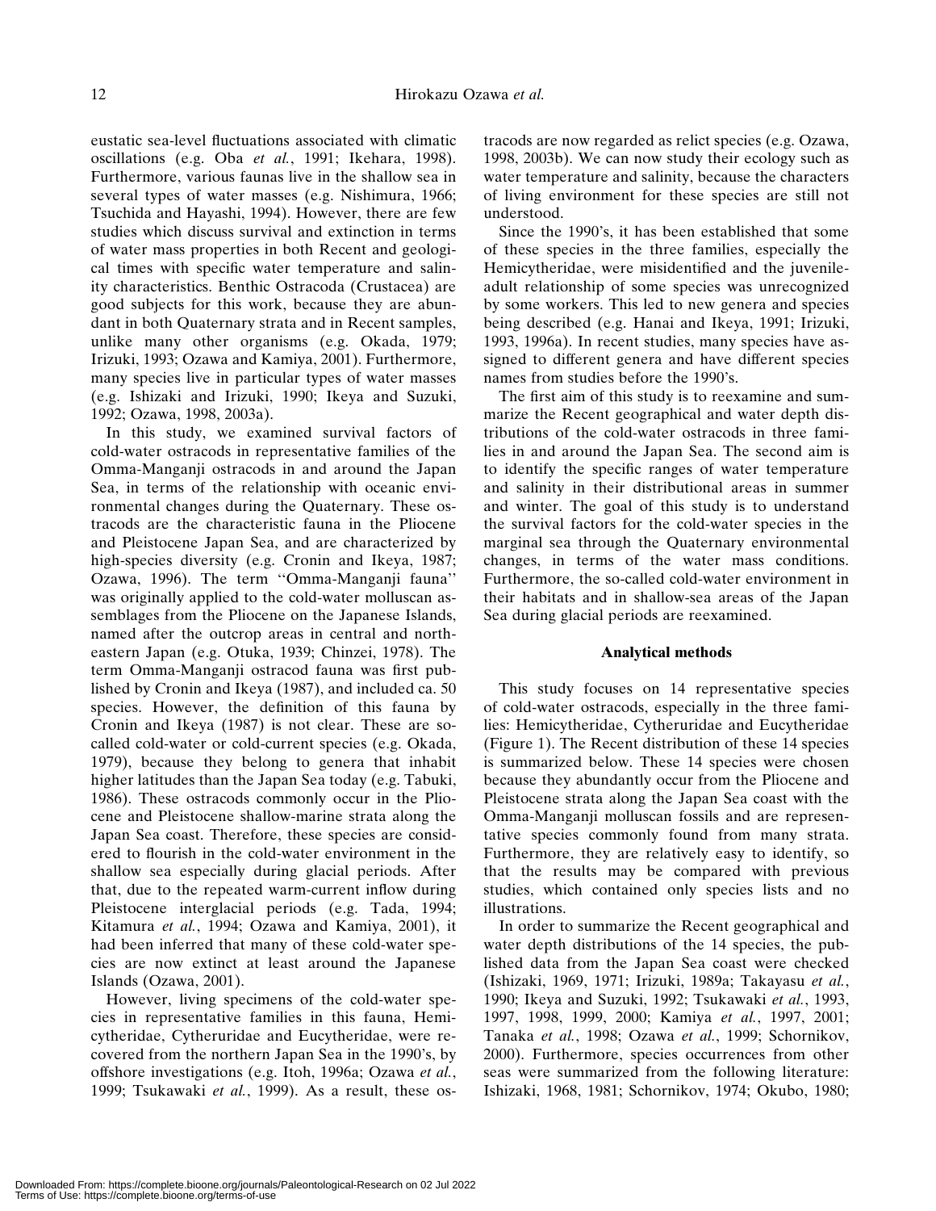eustatic sea-level fluctuations associated with climatic oscillations (e.g. Oba *et al.*, 1991; Ikehara, 1998). Furthermore, various faunas live in the shallow sea in several types of water masses (e.g. Nishimura, 1966; Tsuchida and Hayashi, 1994). However, there are few studies which discuss survival and extinction in terms of water mass properties in both Recent and geological times with specific water temperature and salinity characteristics. Benthic Ostracoda (Crustacea) are good subjects for this work, because they are abundant in both Quaternary strata and in Recent samples, unlike many other organisms (e.g. Okada, 1979; Irizuki, 1993; Ozawa and Kamiya, 2001). Furthermore, many species live in particular types of water masses (e.g. Ishizaki and Irizuki, 1990; Ikeya and Suzuki, 1992; Ozawa, 1998, 2003a).

In this study, we examined survival factors of cold-water ostracods in representative families of the Omma-Manganji ostracods in and around the Japan Sea, in terms of the relationship with oceanic environmental changes during the Quaternary. These ostracods are the characteristic fauna in the Pliocene and Pleistocene Japan Sea, and are characterized by high-species diversity (e.g. Cronin and Ikeya, 1987; Ozawa, 1996). The term ''Omma-Manganji fauna'' was originally applied to the cold-water molluscan assemblages from the Pliocene on the Japanese Islands, named after the outcrop areas in central and northeastern Japan (e.g. Otuka, 1939; Chinzei, 1978). The term Omma-Manganji ostracod fauna was first published by Cronin and Ikeya (1987), and included ca. 50 species. However, the definition of this fauna by Cronin and Ikeya (1987) is not clear. These are so-called cold-water or cold-current species (e.g. Okada, 1979), because they belong to genera that inhabit higher latitudes than the Japan Sea today (e.g. Tabuki, 1986). These ostracodes commonly occur in the Pliocene and Pleistocene shallow-marine strata along the Japan Sea coast. Therefore, these species are considered to flourish in the cold-water environment in the shallow sea especially during glacial periods. After that, due to the repeated warm-current inflow during Pleistocene interglacial periods (e.g. Tada, 1994; Kitamura *et al.*, 1994; Ozawa and Kamiya, 2001), it had been inferred that many of these cold-water species are now extinct at least around the Japanese Islands (Ozawa, 2001).

However, living specimens of the cold-water species in representative families in this fauna, Hemicytheridae, Cytheruridae and Eucytheridae, were recovered from the northern Japan Sea in the 1990's, by offshore investigations (e.g. Itoh, 1996a; Ozawa *et al.*, 1999; Tsukawaki *et al.*, 1999). As a result, these ostracods are now regarded as relict species (e.g. Ozawa, 1998, 2003b). We can now study their ecology such as water temperature and salinity, because the characters of living environment for these species are still not understood.

Since the 1990's, it has been established that some of these species in the three families, especially the Hemicytheridae, were misidentified and the juvenile-adult relationship of some species was unrecognized by some workers. This led to new genera and species being described (e.g. Hanai and Ikeya, 1991; Irizuki, 1993, 1996a). In recent studies, many species have assigned to different genera and have different species names from studies before the 1990's.

The first aim of this study is to reexamine and summarize the Recent geographical and water depth distributions of the cold-water ostracods in three families in and around the Japan Sea. The second aim is to identify the specific ranges of water temperature and salinity in their distributional areas in summer and winter. The goal of this study is to understand the survival factors for the cold-water species in the marginal sea through the Quaternary environmental changes, in terms of the water mass conditions. Furthermore, the so-called cold-water environment in their habitats and in shallow-sea areas of the Japan Sea during glacial periods are reexamined.

## Analytical methods

This study focuses on 14 representative species of cold-water ostracods, especially in the three families: Hemicytheridae, Cytheruridae and Eucytheridae (Figure 1). The Recent distribution of these 14 species is summarized below. These 14 species were chosen because they abundantly occur from the Pliocene and Pleistocene strata along the Japan Sea coast with the Omma-Manganji molluscan fossils and are representative species commonly found from many strata. Furthermore, they are relatively easy to identify, so that the results may be compared with previous studies, which contained only species lists and no illustrations.

In order to summarize the Recent geographical and water depth distributions of the 14 species, the published data from the Japan Sea coast were checked (Ishizaki, 1969, 1971; Irizuki, 1989a; Takayasu *et al.*, 1990; Ikeya and Suzuki, 1992; Tsukawaki *et al.*, 1993, 1997, 1998, 1999, 2000; Kamiya *et al.*, 1997, 2001; Tanaka *et al.*, 1998; Ozawa *et al.*, 1999; Schornikov, 2000). Furthermore, species occurrences from other seas were summarized from the following literature: Ishizaki, 1968, 1981; Schornikov, 1974; Okubo, 1980;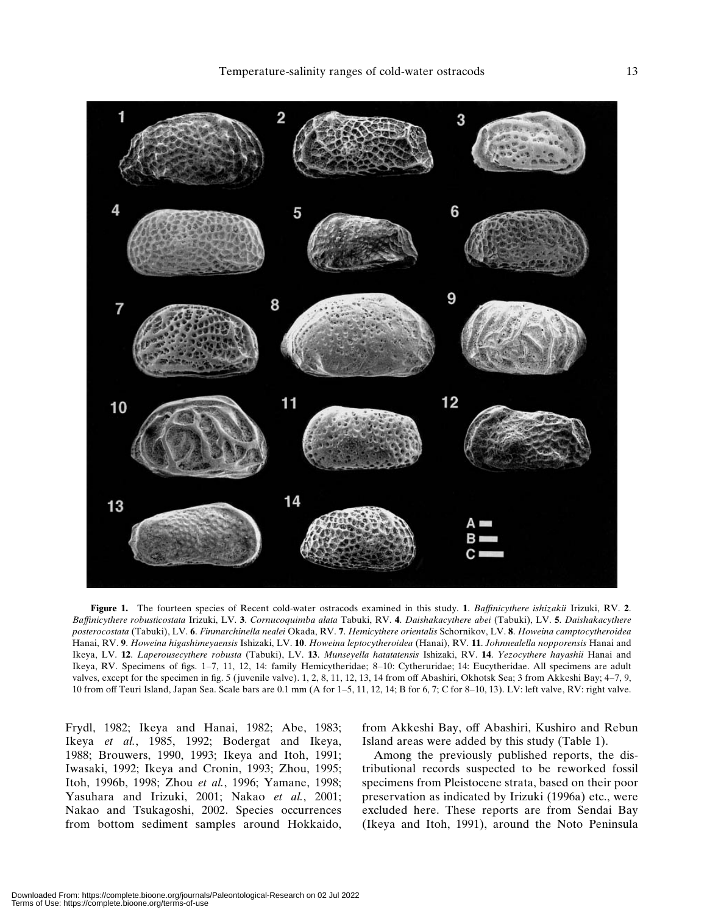**Figure 1.** The fourteen species of Recent cold-water ostracods examined in this study. **1**. *Baffinicythere ishizakii* Irizuki, RV. **2**. *Baffinicythere robusticostata* Irizuki, LV. **3**. *Cornucoquimba alata* Tabuki, RV. **4**. *Daishakacythere abei* (Tabuki), LV. **5**. *Daishakacythere posterocostata* (Tabuki), LV. **6**. *Finmarchinella nealei* Okada, RV. **7**. *Hemicythere orientalis* Schornikov, LV. **8**. *Howeina camptocytheroidea* Hanai, RV. **9**. *Howeina higashimeyaensis* Ishizaki, LV. **10**. *Howeina leptocytheroidea* (Hanai), RV. **11**. *Johnnealella nopporensis* Hanai and Ikeya, LV. **12**. *Laperousecythere robusta* (Tabuki), LV. **13**. *Munseyella hatatatensis* Ishizaki, RV. **14**. *Yezocythere hayashii* Hanai and Ikeya, RV. Specimens of figs. 1–7, 11, 12, 14: family Hemicytheridae; 8–10: Cytheruridae; 14: Eucytheridae. All specimens are adult valves, except for the specimen in fig. 5 (juvenile valve). 1, 2, 8, 11, 12, 13, 14 from off Abashiri, Okhotsk Sea; 3 from Akkeshi Bay; 4–7, 9, 10 from off Teuri Island, Japan Sea. Scale bars are 0.1 mm (A for 1–5, 11, 12, 14; B for 6, 7; C for 8–10, 13). LV: left valve, RV: right valve.

Frydl, 1982; Ikeya and Hanai, 1982; Abe, 1983; Ikeya *et al.*, 1985, 1992; Bodergat and Ikeya, 1988; Brouwers, 1990, 1993; Ikeya and Itoh, 1991; Iwasaki, 1992; Ikeya and Cronin, 1993; Zhou, 1995; Itoh, 1996b, 1998; Zhou *et al.*, 1996; Yamane, 1998; Yasuhara and Irizuki, 2001; Nakao *et al.*, 2001; Nakao and Tsukagoshi, 2002. Species occurrences from bottom sediment samples around Hokkaido, from Akkeshi Bay, off Abashiri, Kushiro and Rebun Island areas were added by this study (Table 1).

Among the previously published reports, the distributional records suspected to be reworked fossil specimens from Pleistocene strata, based on their poor preservation as indicated by Irizuki (1996a) etc., were excluded here. These reports are from Sendai Bay (Ikeya and Itoh, 1991), around the Noto Peninsula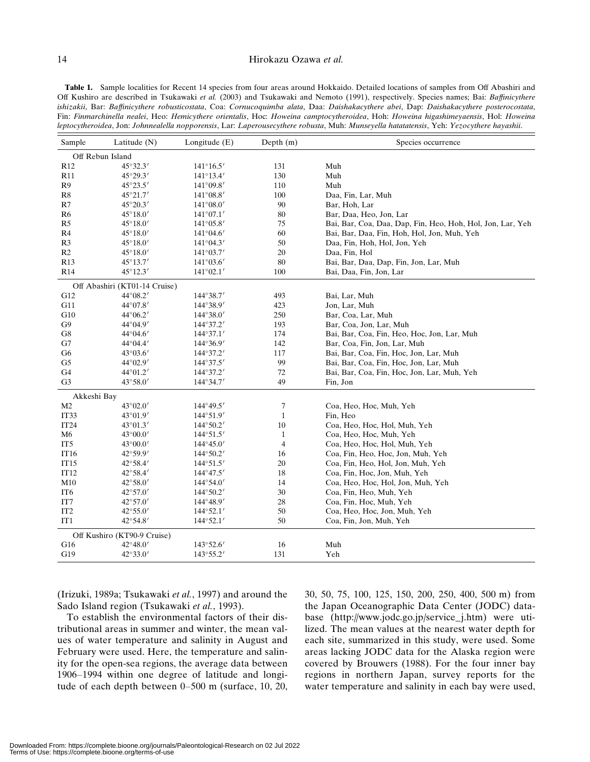**Table 1.** Sample localities for Recent 14 species from four areas around Hokkaido. Detailed locations of samples from Off Abashiri and Off Kushiro are described in Tsukawaki *et al.* (2003) and Tsukawaki and Nemoto (1991), respectively. Species names; Bai: *Baffinicythere ishizakii*, Bar: *Baffinicythere robusticostata*, Coa: *Cornucoquimba alata*, Daa: *Daishakacythere abei*, Dap: *Daishakacythere posterocostata*, Fin: *Finmarchinella nealei*, Heo: *Hemicythere orientalis*, Hoc: *Howeina camptocytheroidea*, Hoh: *Howeina higashimeyaensis*, Hol: *Howeina leptocytheroidea*, Jon: *Johnnealella nopporensis*, Lar: *Laperousecythere robusta*, Muh: *Munseyella hatatatensis*, Yeh: *Yezocythere hayashii*.

| Sample | Latitude (N) | Longitude (E) | Depth (m) | Species occurrence |
|---|---|---|---|---|
| Off Rebun Island | | | | |
| R12 | 45°32.3′ | 141°16.5′ | 131 | Muh |
| R11 | 45°29.3′ | 141°13.4′ | 130 | Muh |
| R9 | 45°23.5′ | 141°09.8′ | 110 | Muh |
| R8 | 45°21.7′ | 141°08.8′ | 100 | Daa, Fin, Lar, Muh |
| R7 | 45°20.3′ | 141°08.0′ | 90 | Bar, Hoh, Lar |
| R6 | 45°18.0′ | 141°07.1′ | 80 | Bar, Daa, Heo, Jon, Lar |
| R5 | 45°18.0′ | 141°05.8′ | 75 | Bai, Bar, Coa, Daa, Dap, Fin, Heo, Hoh, Hol, Jon, Lar, Yeh |
| R4 | 45°18.0′ | 141°04.6′ | 60 | Bai, Bar, Daa, Fin, Hoh, Hol, Jon, Muh, Yeh |
| R3 | 45°18.0′ | 141°04.3′ | 50 | Daa, Fin, Hoh, Hol, Jon, Yeh |
| R2 | 45°18.0′ | 141°03.7′ | 20 | Daa, Fin, Hol |
| R13 | 45°13.7′ | 141°03.6′ | 80 | Bai, Bar, Daa, Dap, Fin, Jon, Lar, Muh |
| R14 | 45°12.3′ | 141°02.1′ | 100 | Bai, Daa, Fin, Jon, Lar |
| Off Abashiri (KT01-14 Cruise) | | | | |
| G12 | 44°08.2′ | 144°38.7′ | 493 | Bai, Lar, Muh |
| G11 | 44°07.8′ | 144°38.9′ | 423 | Jon, Lar, Muh |
| G10 | 44°06.2′ | 144°38.0′ | 250 | Bar, Coa, Lar, Muh |
| G9 | 44°04.9′ | 144°37.2′ | 193 | Bar, Coa, Jon, Lar, Muh |
| G8 | 44°04.6′ | 144°37.1′ | 174 | Bai, Bar, Coa, Fin, Heo, Hoc, Jon, Lar, Muh |
| G7 | 44°04.4′ | 144°36.9′ | 142 | Bar, Coa, Fin, Jon, Lar, Muh |
| G6 | 43°03.6′ | 144°37.2′ | 117 | Bai, Bar, Coa, Fin, Hoc, Jon, Lar, Muh |
| G5 | 44°02.9′ | 144°37.5′ | 99 | Bai, Bar, Coa, Fin, Hoc, Jon, Lar, Muh |
| G4 | 44°01.2′ | 144°37.2′ | 72 | Bai, Bar, Coa, Fin, Hoc, Jon, Lar, Muh, Yeh |
| G3 | 43°58.0′ | 144°34.7′ | 49 | Fin, Jon |
| Akkeshi Bay | | | | |
| M2 | 43°02.0′ | 144°49.5′ | 7 | Coa, Heo, Hoc, Muh, Yeh |
| IT33 | 43°01.9′ | 144°51.9′ | 1 | Fin, Heo |
| IT24 | 43°01.3′ | 144°50.2′ | 10 | Coa, Heo, Hoc, Hol, Muh, Yeh |
| M6 | 43°00.0′ | 144°51.5′ | 1 | Coa, Heo, Hoc, Muh, Yeh |
| IT5 | 43°00.0′ | 144°45.0′ | 4 | Coa, Heo, Hoc, Hol, Muh, Yeh |
| IT16 | 42°59.9′ | 144°50.2′ | 16 | Coa, Fin, Heo, Hoc, Jon, Muh, Yeh |
| IT15 | 42°58.4′ | 144°51.5′ | 20 | Coa, Fin, Heo, Hol, Jon, Muh, Yeh |
| IT12 | 42°58.4′ | 144°47.5′ | 18 | Coa, Fin, Hoc, Jon, Muh, Yeh |
| M10 | 42°58.0′ | 144°54.0′ | 14 | Coa, Heo, Hoc, Hol, Jon, Muh, Yeh |
| IT6 | 42°57.0′ | 144°50.2′ | 30 | Coa, Fin, Heo, Muh, Yeh |
| IT7 | 42°57.0′ | 144°48.9′ | 28 | Coa, Fin, Hoc, Muh, Yeh |
| IT2 | 42°55.0′ | 144°52.1′ | 50 | Coa, Heo, Hoc, Jon, Muh, Yeh |
| IT1 | 42°54.8′ | 144°52.1′ | 50 | Coa, Fin, Jon, Muh, Yeh |
| Off Kushiro (KT90-9 Cruise) | | | | |
| G16 | 42°48.0′ | 143°52.6′ | 16 | Muh |
| G19 | 42°33.0′ | 143°55.2′ | 131 | Yeh |

(Irizuki, 1989a; Tsukawaki *et al.*, 1997) and around the Sado Island region (Tsukawaki *et al.*, 1993).

To establish the environmental factors of their distributional areas in summer and winter, the mean values of water temperature and salinity in August and February were used. Here, the temperature and salinity for the open-sea regions, the average data between 1906–1994 within one degree of latitude and longitude of each depth between 0–500 m (surface, 10, 20, 30, 50, 75, 100, 125, 150, 200, 250, 400, 500 m) from the Japan Oceanographic Data Center (JODC) database (http://www.jodc.go.jp/service_j.htm) were utilized. The mean values at the nearest water depth for each site, summarized in this study, were used. Some areas lacking JODC data for the Alaska region were covered by Brouwers (1988). For the four inner bay regions in northern Japan, survey reports for the water temperature and salinity in each bay were used,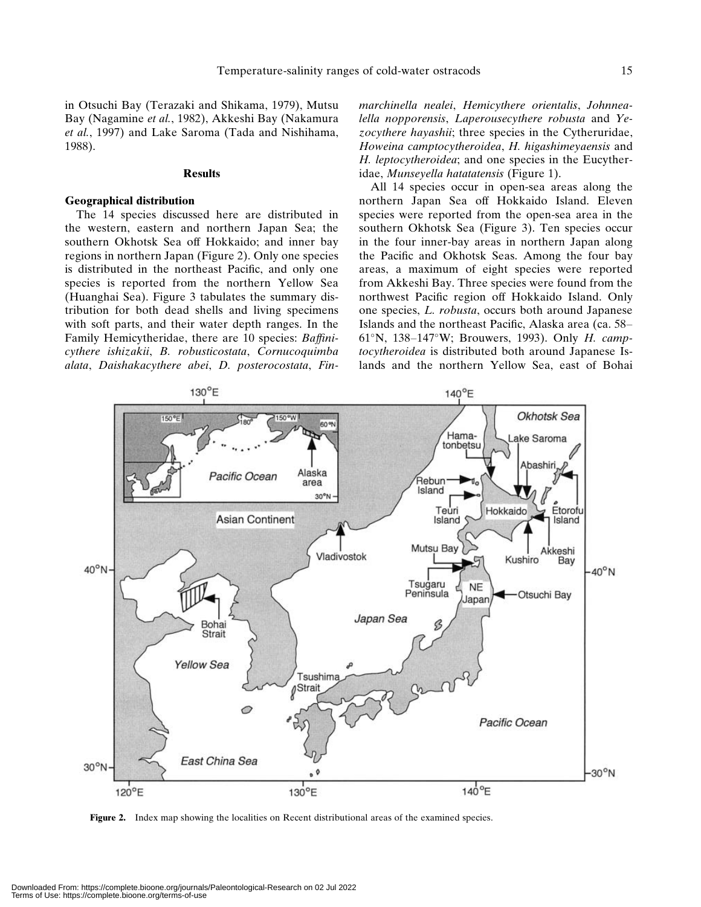in Otsuchi Bay (Terazaki and Shikama, 1979), Mutsu Bay (Nagamine *et al.*, 1982), Akkeshi Bay (Nakamura *et al.*, 1997) and Lake Saroma (Tada and Nishihama, 1988).

## Results

### Geographical distribution

The 14 species discussed here are distributed in the western, eastern and northern Japan Sea; the southern Okhotsk Sea off Hokkaido; and inner bay regions in northern Japan (Figure 2). Only one species is distributed in the northeast Pacific, and only one species is reported from the northern Yellow Sea (Huanghai Sea). Figure 3 tabulates the summary distribution for both dead shells and living specimens with soft parts, and their water depth ranges. In the Family Hemicytheridae, there are 10 species: *Baffinicythere ishizakii*, *B. robusticostata*, *Cornucoquimba alata*, *Daishakacythere abei*, *D. posterocostata*, *Finmarchinella nealei*, *Hemicythere orientalis*, *Johnnealella nopporensis*, *Laperousecythere robusta* and *Yezocythere hayashii*; three species in the Cytheruridae, *Howeina camptocytheroidea*, *H. higashimeyaensis* and *H. leptocytheroidea*; and one species in the Eucytheridae, *Munseyella hatatatensis* (Figure 1).

All 14 species occur in open-sea areas along the northern Japan Sea off Hokkaido Island. Eleven species were reported from the open-sea area in the southern Okhotsk Sea (Figure 3). Ten species occur in the four inner-bay areas in northern Japan along the Pacific and Okhotsk Seas. Among the four bay areas, a maximum of eight species were reported from Akkeshi Bay. Three species were found from the northwest Pacific region off Hokkaido Island. Only one species, *L. robusta*, occurs both around Japanese Islands and the northeast Pacific, Alaska area (ca. 58–61°N, 138–147°W; Brouwers, 1993). Only *H. camptocytheroidea* is distributed both around Japanese Islands and the northern Yellow Sea, east of Bohai

**Figure 2.** Index map showing the localities on Recent distributional areas of the examined species.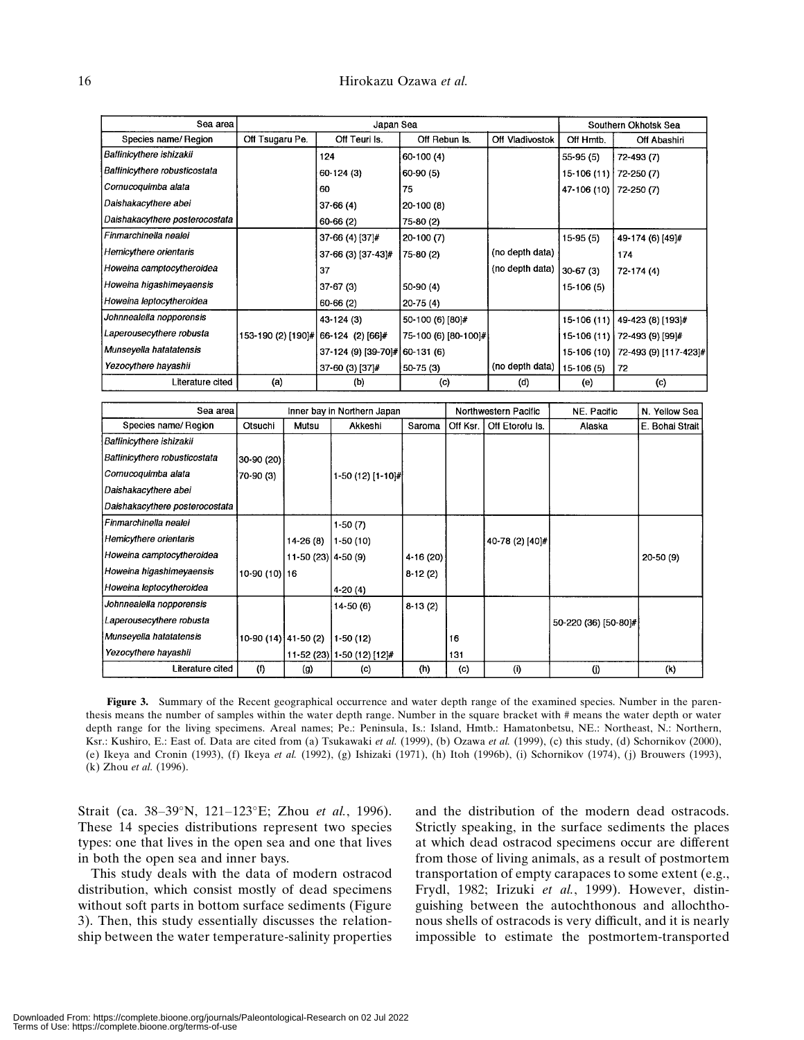| Sea area | Japan Sea | | | | Southern Okhotsk Sea | |
|---|---|---|---|---|---|---|
| Species name/ Region | Off Tsugaru Pe. | Off Teuri Is. | Off Rebun Is. | Off Vladivostok | Off Hmtb. | Off Abashiri |
| *Baffinicythere ishizakii* | | 124 | 60-100 (4) | | 55-95 (5) | 72-493 (7) |
| *Baffinicythere robusticostata* | | 60-124 (3) | 60-90 (5) | | 15-106 (11) | 72-250 (7) |
| *Cornucoquimba alata* | | 60 | 75 | | 47-106 (10) | 72-250 (7) |
| *Daishakacythere abei* | | 37-66 (4) | 20-100 (8) | | | |
| *Daishakacythere posterocostata* | | 60-66 (2) | 75-80 (2) | | | |
| *Finmarchinella nealei* | | 37-66 (4) [37]# | 20-100 (7) | | 15-95 (5) | 49-174 (6) [49]# |
| *Hemicythere orientaris* | | 37-66 (3) [37-43]# | 75-80 (2) | (no depth data) | | 174 |
| *Howeina camptocytheroidea* | | 37 | | (no depth data) | 30-67 (3) | 72-174 (4) |
| *Howeina higashimeyaensis* | | 37-67 (3) | 50-90 (4) | | 15-106 (5) | |
| *Howeina leptocytheroidea* | | 60-66 (2) | 20-75 (4) | | | |
| *Johnnealella nopporensis* | | 43-124 (3) | 50-100 (6) [80]# | | 15-106 (11) | 49-423 (8) [193]# |
| *Laperousecythere robusta* | 153-190 (2) [190]# | 66-124 (2) [66]# | 75-100 (6) [80-100]# | | 15-106 (11) | 72-493 (9) [99]# |
| *Munseyella hatatatensis* | | 37-124 (9) [39-70]# | 60-131 (6) | | 15-106 (10) | 72-493 (9) [117-423]# |
| *Yezocythere hayashii* | | 37-60 (3) [37]# | 50-75 (3) | (no depth data) | 15-106 (5) | 72 |
| Literature cited | (a) | (b) | (c) | (d) | (e) | (c) |

| Sea area | Inner bay in Northern Japan | | | | Northwestern Pacific | | NE. Pacific | N. Yellow Sea |
|---|---|---|---|---|---|---|---|---|
| Species name/ Region | Otsuchi | Mutsu | Akkeshi | Saroma | Off Ksr. | Off Etorofu Is. | Alaska | E. Bohai Strait |
| *Baffinicythere ishizakii* | | | | | | | | |
| *Baffinicythere robusticostata* | 30-90 (20) | | | | | | | |
| *Cornucoquimba alata* | 70-90 (3) | | 1-50 (12) [1-10]# | | | | | |
| *Daishakacythere abei* | | | | | | | | |
| *Daishakacythere posterocostata* | | | | | | | | |
| *Finmarchinella nealei* | | | 1-50 (7) | | | | | |
| *Hemicythere orientaris* | | 14-26 (8) | 1-50 (10) | | | 40-78 (2) [40]# | | |
| *Howeina camptocytheroidea* | | 11-50 (23) | 4-50 (9) | 4-16 (20) | | | | 20-50 (9) |
| *Howeina higashimeyaensis* | 10-90 (10) | 16 | | 8-12 (2) | | | | |
| *Howeina leptocytheroidea* | | | 4-20 (4) | | | | | |
| *Johnnealella nopporensis* | | | 14-50 (6) | 8-13 (2) | | | | |
| *Laperousecythere robusta* | | | | | | | 50-220 (36) [50-80]# | |
| *Munseyella hatatatensis* | 10-90 (14) | 41-50 (2) | 1-50 (12) | | 16 | | | |
| *Yezocythere hayashii* | | 11-52 (23) | 1-50 (12) [12]# | | 131 | | | |
| Literature cited | (f) | (g) | (c) | (h) | (c) | (i) | (j) | (k) |

**Figure 3.** Summary of the Recent geographical occurrence and water depth range of the examined species. Number in the parenthesis means the number of samples within the water depth range. Number in the square bracket with # means the water depth or water depth range for the living specimens. Areal names; Pe.: Peninsula, Is.: Island, Hmtb.: Hamatonbetsu, NE.: Northeast, N.: Northern, Ksr.: Kushiro, E.: East of. Data are cited from (a) Tsukawaki *et al.* (1999), (b) Ozawa *et al.* (1999), (c) this study, (d) Schornikov (2000), (e) Ikeya and Cronin (1993), (f) Ikeya *et al.* (1992), (g) Ishizaki (1971), (h) Itoh (1996b), (i) Schornikov (1974), (j) Brouwers (1993), (k) Zhou *et al.* (1996).

Strait (ca. 38–39°N, 121–123°E; Zhou *et al.*, 1996). These 14 species distributions represent two species types: one that lives in the open sea and one that lives in both the open sea and inner bays.

This study deals with the data of modern ostracod distribution, which consist mostly of dead specimens without soft parts in bottom surface sediments (Figure 3). Then, this study essentially discusses the relationship between the water temperature-salinity properties and the distribution of the modern dead ostracods. Strictly speaking, in the surface sediments the places at which dead ostracod specimens occur are different from those of living animals, as a result of postmortem transportation of empty carapaces to some extent (e.g., Frydl, 1982; Irizuki *et al.*, 1999). However, distinguishing between the autochthonous and allochthonous shells of ostracods is very difficult, and it is nearly impossible to estimate the postmortem-transported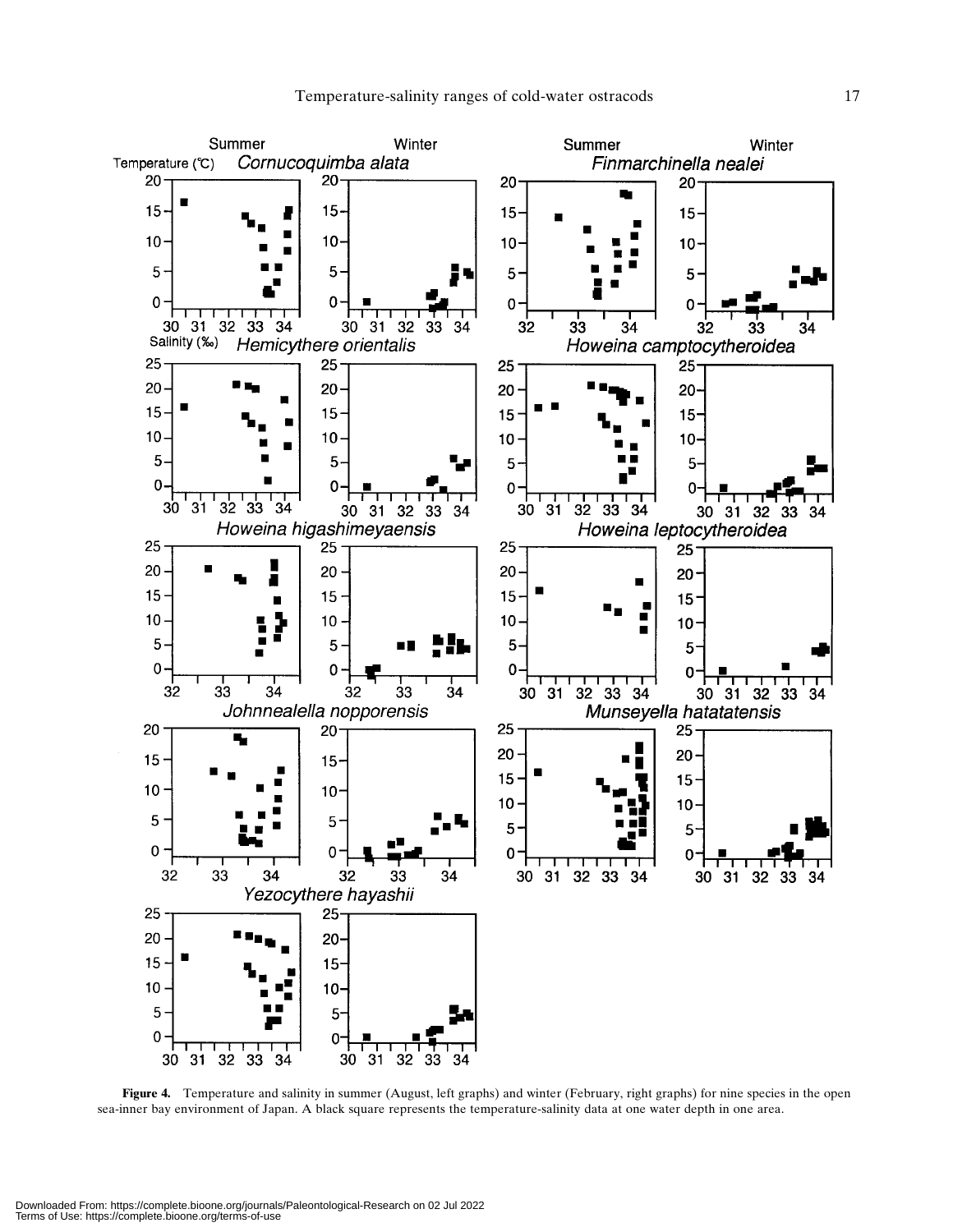**Figure 4.** Temperature and salinity in summer (August, left graphs) and winter (February, right graphs) for nine species in the open sea-inner bay environment of Japan. A black square represents the temperature-salinity data at one water depth in one area.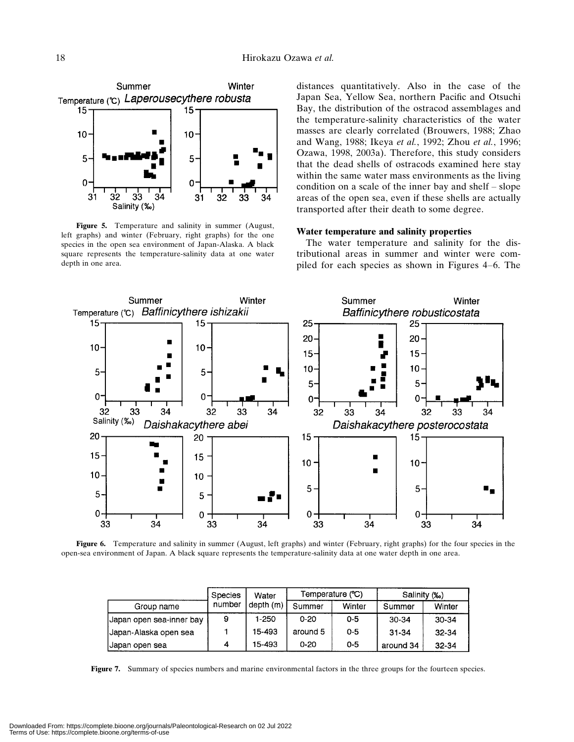Figure 5. Temperature and salinity in summer (August, left graphs) and winter (February, right graphs) for the one species in the open sea environment of Japan-Alaska. A black square represents the temperature-salinity data at one water depth in one area.

distances quantitatively. Also in the case of the Japan Sea, Yellow Sea, northern Pacific and Otsuchi Bay, the distribution of the ostracod assemblages and the temperature-salinity characteristics of the water masses are clearly correlated (Brouwers, 1988; Zhao and Wang, 1988; Ikeya *et al.*, 1992; Zhou *et al.*, 1996; Ozawa, 1998, 2003a). Therefore, this study considers that the dead shells of ostracods examined here stay within the same water mass environments as the living condition on a scale of the inner bay and shelf – slope areas of the open sea, even if these shells are actually transported after their death to some degree.

### Water temperature and salinity properties

The water temperature and salinity for the distributional areas in summer and winter were compiled for each species as shown in Figures 4–6. The

Figure 6. Temperature and salinity in summer (August, left graphs) and winter (February, right graphs) for the four species in the open-sea environment of Japan. A black square represents the temperature-salinity data at one water depth in one area.

| Group name | Species number | Water depth (m) | Temperature (℃) | | Salinity (‰) | |
|---|---|---|---|---|---|---|
| | | | Summer | Winter | Summer | Winter |
| Japan open sea-inner bay | 9 | 1-250 | 0-20 | 0-5 | 30-34 | 30-34 |
| Japan-Alaska open sea | 1 | 15-493 | around 5 | 0-5 | 31-34 | 32-34 |
| Japan open sea | 4 | 15-493 | 0-20 | 0-5 | around 34 | 32-34 |

Figure 7. Summary of species numbers and marine environmental factors in the three groups for the fourteen species.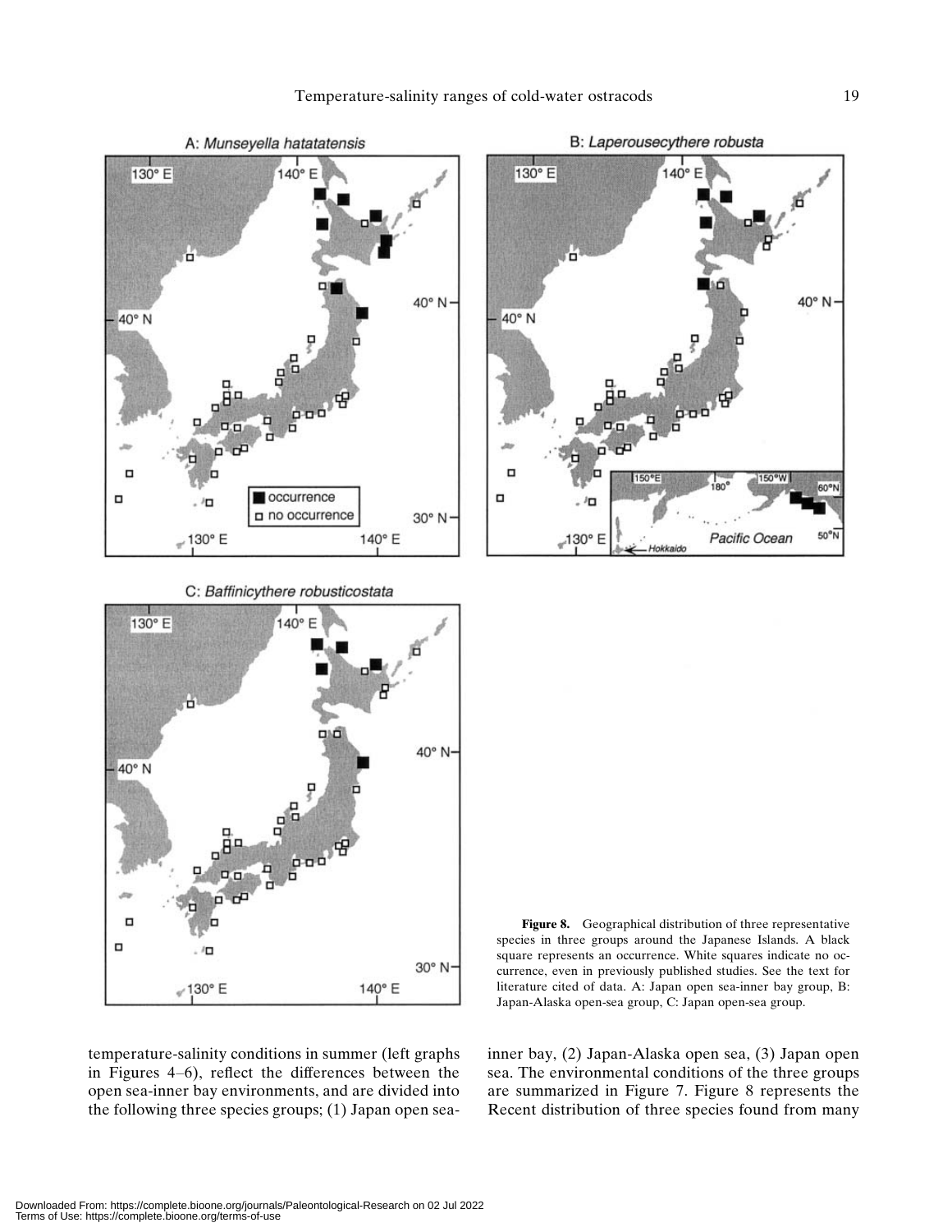**Figure 8.** Geographical distribution of three representative species in three groups around the Japanese Islands. A black square represents an occurrence. White squares indicate no occurrence, even in previously published studies. See the text for literature cited of data. A: Japan open sea-inner bay group, B: Japan-Alaska open-sea group, C: Japan open-sea group.

temperature-salinity conditions in summer (left graphs in Figures 4–6), reflect the differences between the open sea-inner bay environments, and are divided into the following three species groups; (1) Japan open sea-inner bay, (2) Japan-Alaska open sea, (3) Japan open sea. The environmental conditions of the three groups are summarized in Figure 7. Figure 8 represents the Recent distribution of three species found from many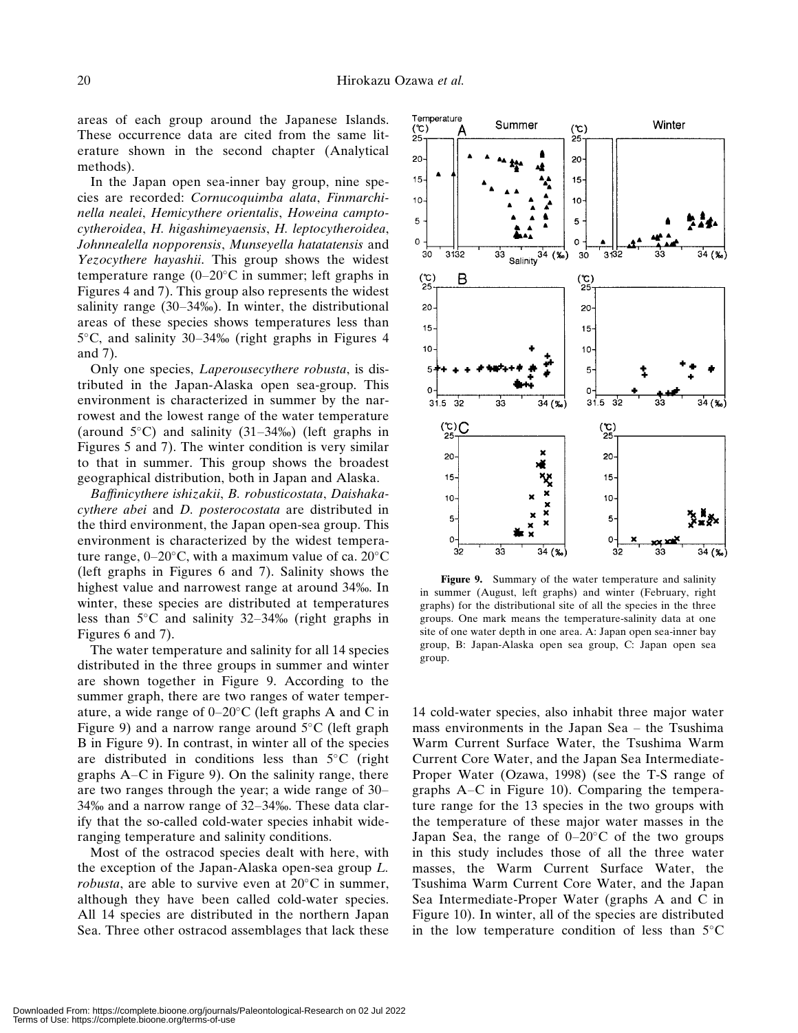areas of each group around the Japanese Islands. These occurrence data are cited from the same literature shown in the second chapter (Analytical methods).

In the Japan open sea-inner bay group, nine species are recorded: *Cornucoquimba alata*, *Finmarchinella nealei*, *Hemicythere orientalis*, *Howeina camptocytheroidea*, *H. higashimeyaensis*, *H. leptocytheroidea*, *Johnnealella nopporensis*, *Munseyella hatatatensis* and *Yezocythere hayashii*. This group shows the widest temperature range (0–20°C in summer; left graphs in Figures 4 and 7). This group also represents the widest salinity range (30–34‰). In winter, the distributional areas of these species shows temperatures less than 5°C, and salinity 30–34‰ (right graphs in Figures 4 and 7).

Only one species, *Laperousecythere robusta*, is distributed in the Japan-Alaska open sea-group. This environment is characterized in summer by the narrowest and the lowest range of the water temperature (around 5°C) and salinity (31–34‰) (left graphs in Figures 5 and 7). The winter condition is very similar to that in summer. This group shows the broadest geographical distribution, both in Japan and Alaska.

*Baffinicythere ishizakii*, *B. robusticostata*, *Daishakacythere abei* and *D. posterocostata* are distributed in the third environment, the Japan open-sea group. This environment is characterized by the widest temperature range, 0–20°C, with a maximum value of ca. 20°C (left graphs in Figures 6 and 7). Salinity shows the highest value and narrowest range at around 34‰. In winter, these species are distributed at temperatures less than 5°C and salinity 32–34‰ (right graphs in Figures 6 and 7).

The water temperature and salinity for all 14 species distributed in the three groups in summer and winter are shown together in Figure 9. According to the summer graph, there are two ranges of water temperature, a wide range of 0–20°C (left graphs A and C in Figure 9) and a narrow range around 5°C (left graph B in Figure 9). In contrast, in winter all of the species are distributed in conditions less than 5°C (right graphs A–C in Figure 9). On the salinity range, there are two ranges through the year; a wide range of 30–34‰ and a narrow range of 32–34‰. These data clarify that the so-called cold-water species inhabit wide-ranging temperature and salinity conditions.

Most of the ostracod species dealt with here, with the exception of the Japan-Alaska open-sea group *L. robusta*, are able to survive even at 20°C in summer, although they have been called cold-water species. All 14 species are distributed in the northern Japan Sea. Three other ostracod assemblages that lack these

**Figure 9.** Summary of the water temperature and salinity in summer (August, left graphs) and winter (February, right graphs) for the distributional site of all the species in the three groups. One mark means the temperature-salinity data at one site of one water depth in one area. A: Japan open sea-inner bay group, B: Japan-Alaska open sea group, C: Japan open sea group.

14 cold-water species, also inhabit three major water mass environments in the Japan Sea – the Tsushima Warm Current Surface Water, the Tsushima Warm Current Core Water, and the Japan Sea Intermediate-Proper Water (Ozawa, 1998) (see the T-S range of graphs A–C in Figure 10). Comparing the temperature range for the 13 species in the two groups with the temperature of these major water masses in the Japan Sea, the range of 0–20°C of the two groups in this study includes those of all the three water masses, the Warm Current Surface Water, the Tsushima Warm Current Core Water, and the Japan Sea Intermediate-Proper Water (graphs A and C in Figure 10). In winter, all of the species are distributed in the low temperature condition of less than 5°C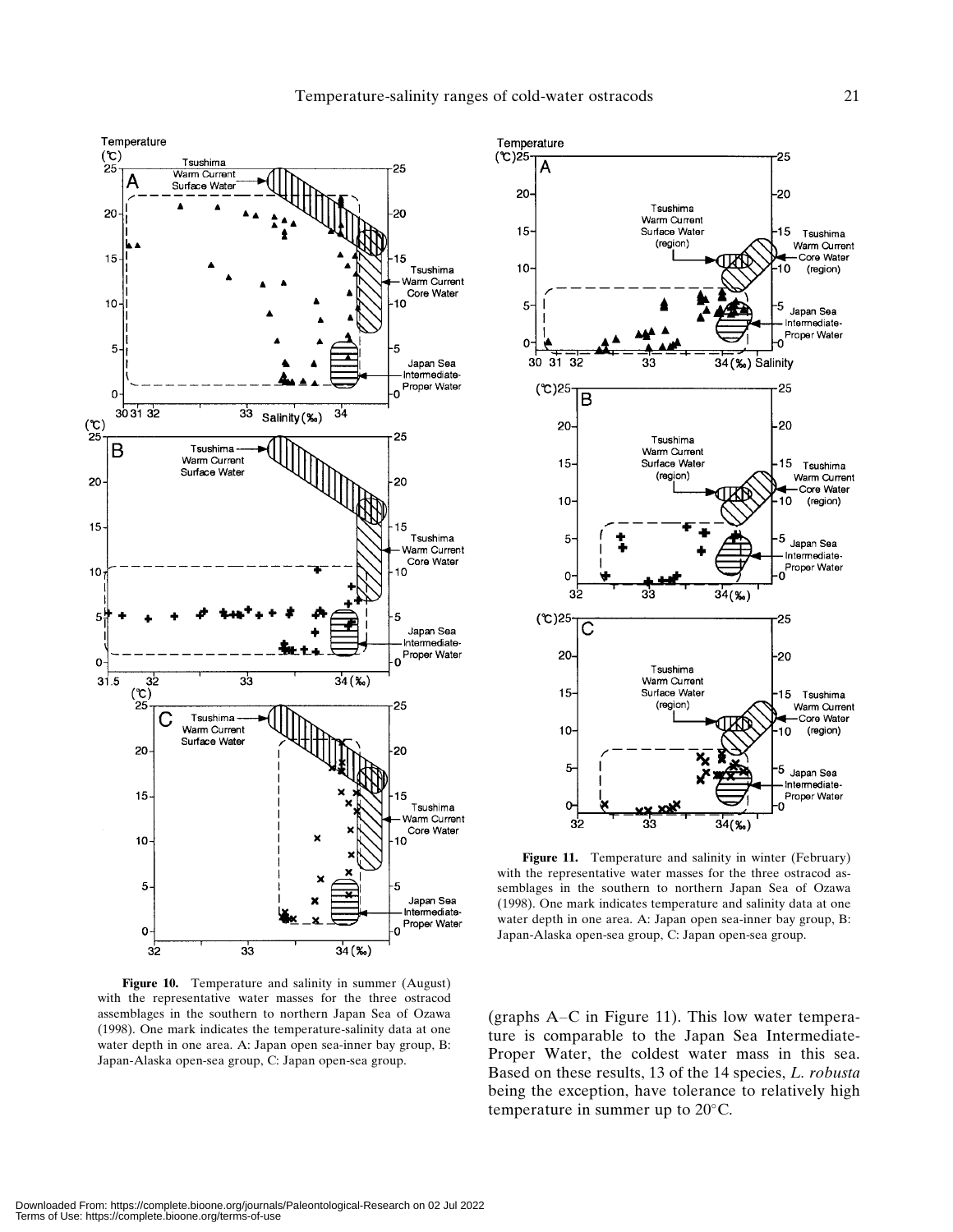**Figure 10.** Temperature and salinity in summer (August) with the representative water masses for the three ostracod assemblages in the southern to northern Japan Sea of Ozawa (1998). One mark indicates the temperature-salinity data at one water depth in one area. A: Japan open sea-inner bay group, B: Japan-Alaska open-sea group, C: Japan open-sea group.

**Figure 11.** Temperature and salinity in winter (February) with the representative water masses for the three ostracod assemblages in the southern to northern Japan Sea of Ozawa (1998). One mark indicates temperature and salinity data at one water depth in one area. A: Japan open sea-inner bay group, B: Japan-Alaska open-sea group, C: Japan open-sea group.

(graphs A–C in Figure 11). This low water temperature is comparable to the Japan Sea Intermediate-Proper Water, the coldest water mass in this sea. Based on these results, 13 of the 14 species, *L. robusta* being the exception, have tolerance to relatively high temperature in summer up to 20°C.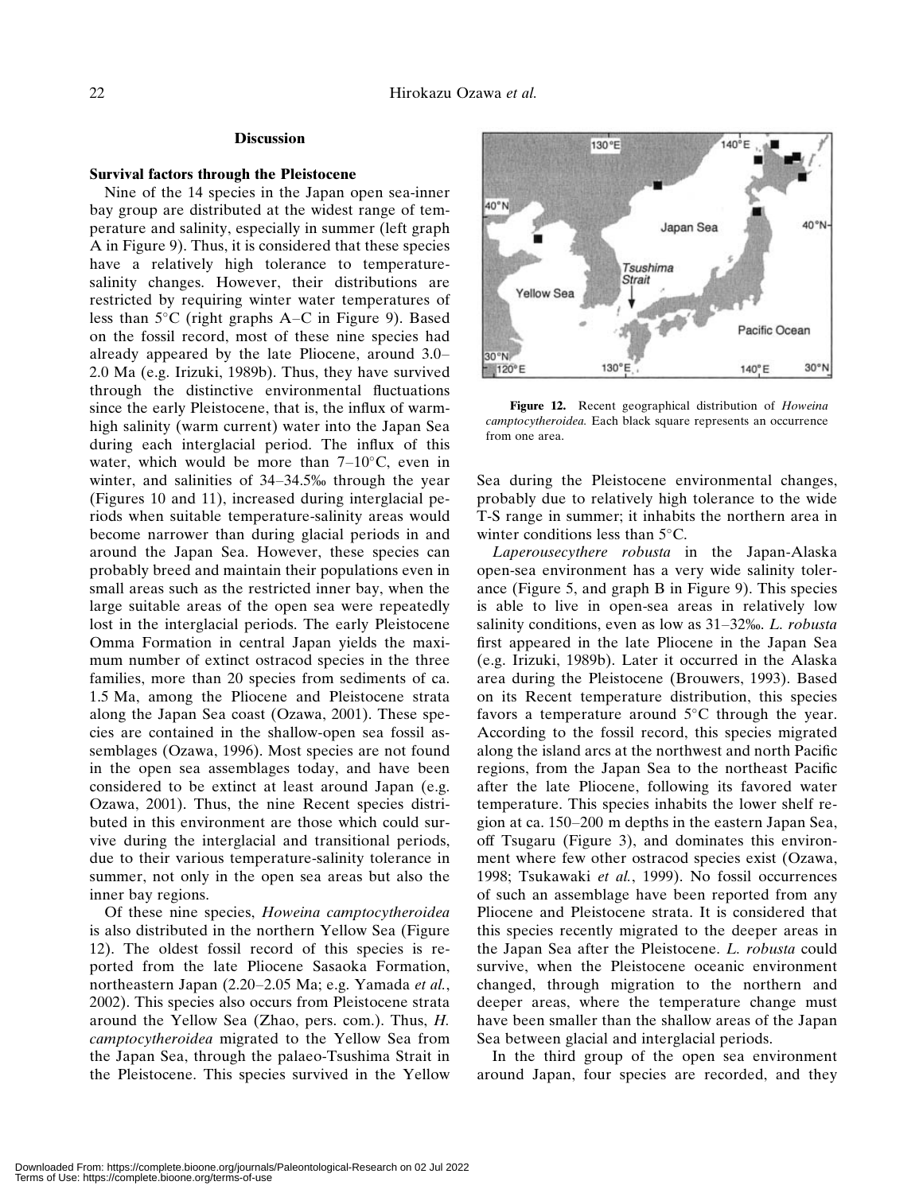## Discussion

### Survival factors through the Pleistocene

Nine of the 14 species in the Japan open sea-inner bay group are distributed at the widest range of temperature and salinity, especially in summer (left graph A in Figure 9). Thus, it is considered that these species have a relatively high tolerance to temperature-salinity changes. However, their distributions are restricted by requiring winter water temperatures of less than 5°C (right graphs A–C in Figure 9). Based on the fossil record, most of these nine species had already appeared by the late Pliocene, around 3.0–2.0 Ma (e.g. Irizuki, 1989b). Thus, they have survived through the distinctive environmental fluctuations since the early Pleistocene, that is, the influx of warm-high salinity (warm current) water into the Japan Sea during each interglacial period. The influx of this water, which would be more than 7–10°C, even in winter, and salinities of 34–34.5‰ through the year (Figures 10 and 11), increased during interglacial periods when suitable temperature-salinity areas would become narrower than during glacial periods in and around the Japan Sea. However, these species can probably breed and maintain their populations even in small areas such as the restricted inner bay, when the large suitable areas of the open sea were repeatedly lost in the interglacial periods. The early Pleistocene Omma Formation in central Japan yields the maximum number of extinct ostracod species in the three families, more than 20 species from sediments of ca. 1.5 Ma, among the Pliocene and Pleistocene strata along the Japan Sea coast (Ozawa, 2001). These species are contained in the shallow-open sea fossil assemblages (Ozawa, 1996). Most species are not found in the open sea assemblages today, and have been considered to be extinct at least around Japan (e.g. Ozawa, 2001). Thus, the nine Recent species distributed in this environment are those which could survive during the interglacial and transitional periods, due to their various temperature-salinity tolerance in summer, not only in the open sea areas but also the inner bay regions.

Of these nine species, *Howeina camptocytheroidea* is also distributed in the northern Yellow Sea (Figure 12). The oldest fossil record of this species is reported from the late Pliocene Sasaoka Formation, northeastern Japan (2.20–2.05 Ma; e.g. Yamada *et al.*, 2002). This species also occurs from Pleistocene strata around the Yellow Sea (Zhao, pers. com.). Thus, *H. camptocytheroidea* migrated to the Yellow Sea from the Japan Sea, through the palaeo-Tsushima Strait in the Pleistocene. This species survived in the Yellow Sea during the Pleistocene environmental changes, probably due to relatively high tolerance to the wide T-S range in summer; it inhabits the northern area in winter conditions less than 5°C.

**Figure 12.** Recent geographical distribution of *Howeina camptocytheroidea.* Each black square represents an occurrence from one area.

*Laperousecythere robusta* in the Japan-Alaska open-sea environment has a very wide salinity tolerance (Figure 5, and graph B in Figure 9). This species is able to live in open-sea areas in relatively low salinity conditions, even as low as 31–32‰. *L. robusta* first appeared in the late Pliocene in the Japan Sea (e.g. Irizuki, 1989b). Later it occurred in the Alaska area during the Pleistocene (Brouwers, 1993). Based on its Recent temperature distribution, this species favors a temperature around 5°C through the year. According to the fossil record, this species migrated along the island arcs at the northwest and north Pacific regions, from the Japan Sea to the northeast Pacific after the late Pliocene, following its favored water temperature. This species inhabits the lower shelf region at ca. 150–200 m depths in the eastern Japan Sea, off Tsugaru (Figure 3), and dominates this environment where few other ostracod species exist (Ozawa, 1998; Tsukawaki *et al.*, 1999). No fossil occurrences of such an assemblage have been reported from any Pliocene and Pleistocene strata. It is considered that this species recently migrated to the deeper areas in the Japan Sea after the Pleistocene. *L. robusta* could survive, when the Pleistocene oceanic environment changed, through migration to the northern and deeper areas, where the temperature change must have been smaller than the shallow areas of the Japan Sea between glacial and interglacial periods.

In the third group of the open sea environment around Japan, four species are recorded, and they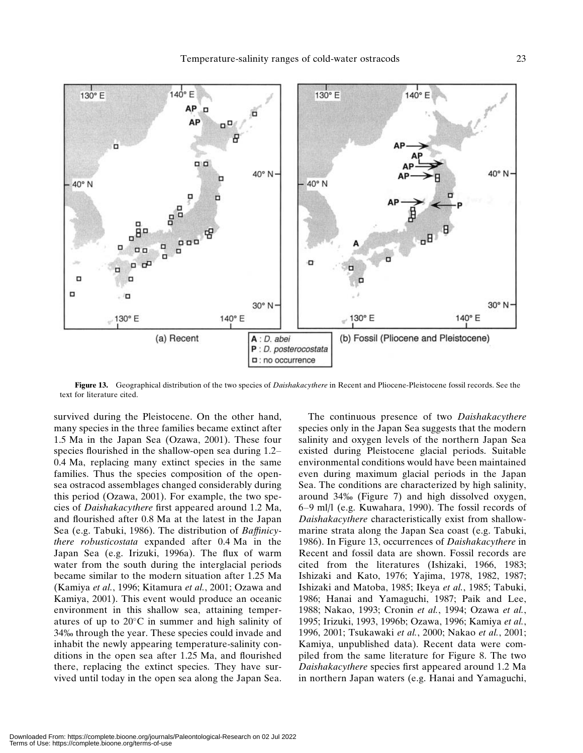**Figure 13.** Geographical distribution of the two species of *Daishakacythere* in Recent and Pliocene-Pleistocene fossil records. See the text for literature cited.

survived during the Pleistocene. On the other hand, many species in the three families became extinct after 1.5 Ma in the Japan Sea (Ozawa, 2001). These four species flourished in the shallow-open sea during 1.2–0.4 Ma, replacing many extinct species in the same families. Thus the species composition of the open-sea ostracod assemblages changed considerably during this period (Ozawa, 2001). For example, the two species of *Daishakacythere* first appeared around 1.2 Ma, and flourished after 0.8 Ma at the latest in the Japan Sea (e.g. Tabuki, 1986). The distribution of *Baffinicythere robusticostata* expanded after 0.4 Ma in the Japan Sea (e.g. Irizuki, 1996a). The flux of warm water from the south during the interglacial periods became similar to the modern situation after 1.25 Ma (Kamiya *et al.*, 1996; Kitamura *et al.*, 2001; Ozawa and Kamiya, 2001). This event would produce an oceanic environment in this shallow sea, attaining temperatures of up to 20°C in summer and high salinity of 34‰ through the year. These species could invade and inhabit the newly appearing temperature-salinity conditions in the open sea after 1.25 Ma, and flourished there, replacing the extinct species. They have survived until today in the open sea along the Japan Sea.

The continuous presence of two *Daishakacythere* species only in the Japan Sea suggests that the modern salinity and oxygen levels of the northern Japan Sea existed during Pleistocene glacial periods. Suitable environmental conditions would have been maintained even during maximum glacial periods in the Japan Sea. The conditions are characterized by high salinity, around 34‰ (Figure 7) and high dissolved oxygen, 6–9 ml/l (e.g. Kuwahara, 1990). The fossil records of *Daishakacythere* characteristically exist from shallow-marine strata along the Japan Sea coast (e.g. Tabuki, 1986). In Figure 13, occurrences of *Daishakacythere* in Recent and fossil data are shown. Fossil records are cited from the literatures (Ishizaki, 1966, 1983; Ishizaki and Kato, 1976; Yajima, 1978, 1982, 1987; Ishizaki and Matoba, 1985; Ikeya *et al.*, 1985; Tabuki, 1986; Hanai and Yamaguchi, 1987; Paik and Lee, 1988; Nakao, 1993; Cronin *et al.*, 1994; Ozawa *et al.*, 1995; Irizuki, 1993, 1996b; Ozawa, 1996; Kamiya *et al.*, 1996, 2001; Tsukawaki *et al.*, 2000; Nakao *et al.*, 2001; Kamiya, unpublished data). Recent data were compiled from the same literature for Figure 8. The two *Daishakacythere* species first appeared around 1.2 Ma in northern Japan waters (e.g. Hanai and Yamaguchi,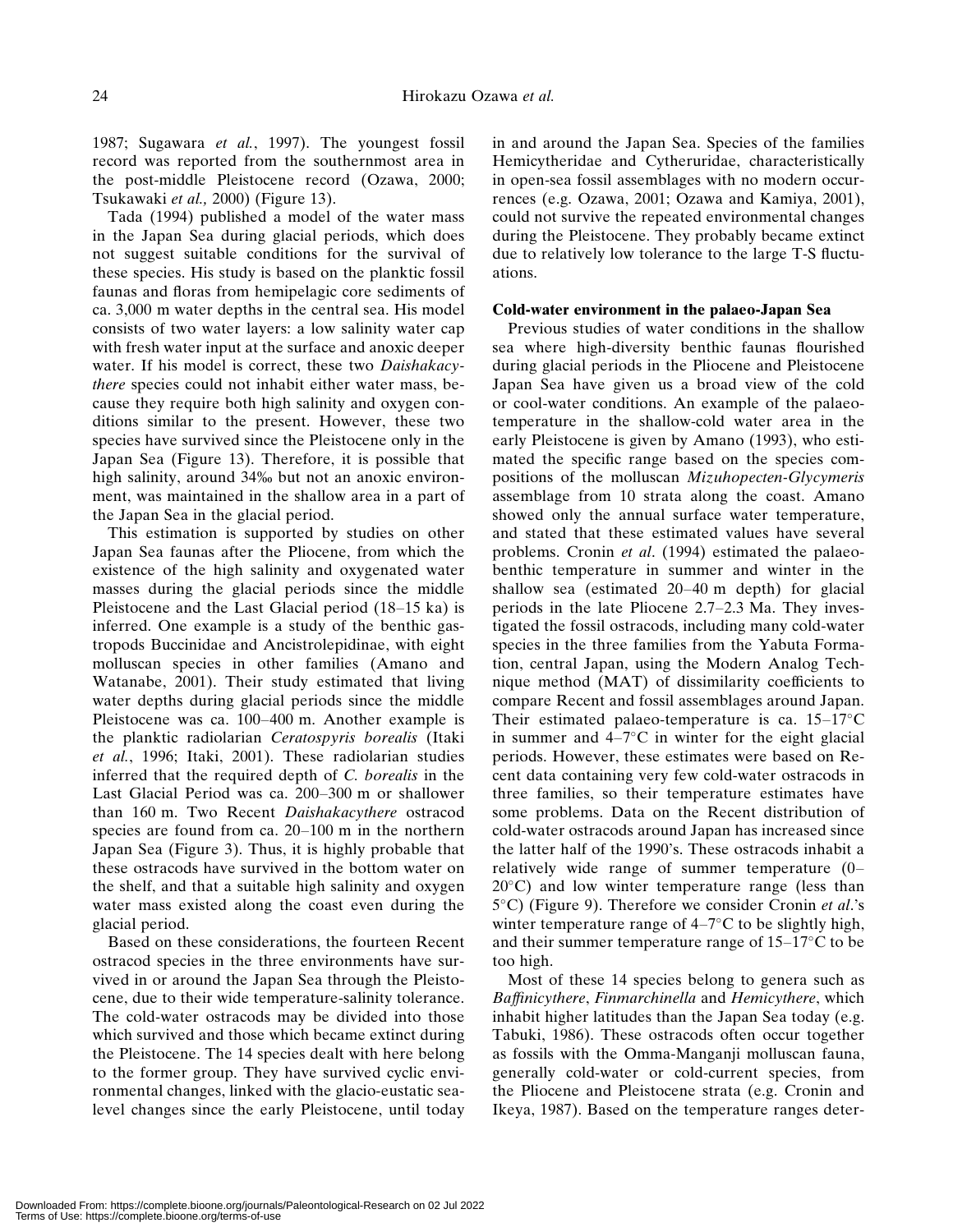1987; Sugawara *et al.*, 1997). The youngest fossil record was reported from the southernmost area in the post-middle Pleistocene record (Ozawa, 2000; Tsukawaki *et al.,* 2000) (Figure 13).

Tada (1994) published a model of the water mass in the Japan Sea during glacial periods, which does not suggest suitable conditions for the survival of these species. His study is based on the planktic fossil faunas and floras from hemipelagic core sediments of ca. 3,000 m water depths in the central sea. His model consists of two water layers: a low salinity water cap with fresh water input at the surface and anoxic deeper water. If his model is correct, these two *Daishakacythere* species could not inhabit either water mass, because they require both high salinity and oxygen conditions similar to the present. However, these two species have survived since the Pleistocene only in the Japan Sea (Figure 13). Therefore, it is possible that high salinity, around 34‰ but not an anoxic environment, was maintained in the shallow area in a part of the Japan Sea in the glacial period.

This estimation is supported by studies on other Japan Sea faunas after the Pliocene, from which the existence of the high salinity and oxygenated water masses during the glacial periods since the middle Pleistocene and the Last Glacial period (18–15 ka) is inferred. One example is a study of the benthic gastropods Buccinidae and Ancistrolepidinae, with eight molluscan species in other families (Amano and Watanabe, 2001). Their study estimated that living water depths during glacial periods since the middle Pleistocene was ca. 100–400 m. Another example is the planktic radiolarian *Ceratospyris borealis* (Itaki *et al.*, 1996; Itaki, 2001). These radiolarian studies inferred that the required depth of *C. borealis* in the Last Glacial Period was ca. 200–300 m or shallower than 160 m. Two Recent *Daishakacythere* ostracod species are found from ca. 20–100 m in the northern Japan Sea (Figure 3). Thus, it is highly probable that these ostracods have survived in the bottom water on the shelf, and that a suitable high salinity and oxygen water mass existed along the coast even during the glacial period.

Based on these considerations, the fourteen Recent ostracod species in the three environments have survived in or around the Japan Sea through the Pleistocene, due to their wide temperature-salinity tolerance. The cold-water ostracods may be divided into those which survived and those which became extinct during the Pleistocene. The 14 species dealt with here belong to the former group. They have survived cyclic environmental changes, linked with the glacio-eustatic sea-level changes since the early Pleistocene, until today in and around the Japan Sea. Species of the families Hemicytheridae and Cytheruridae, characteristically in open-sea fossil assemblages with no modern occurrences (e.g. Ozawa, 2001; Ozawa and Kamiya, 2001), could not survive the repeated environmental changes during the Pleistocene. They probably became extinct due to relatively low tolerance to the large T-S fluctuations.

**Cold-water environment in the palaeo-Japan Sea**

Previous studies of water conditions in the shallow sea where high-diversity benthic faunas flourished during glacial periods in the Pliocene and Pleistocene Japan Sea have given us a broad view of the cold or cool-water conditions. An example of the palaeotemperature in the shallow-cold water area in the early Pleistocene is given by Amano (1993), who estimated the specific range based on the species compositions of the molluscan *Mizuhopecten-Glycymeris* assemblage from 10 strata along the coast. Amano showed only the annual surface water temperature, and stated that these estimated values have several problems. Cronin *et al*. (1994) estimated the palaeobenthic temperature in summer and winter in the shallow sea (estimated 20–40 m depth) for glacial periods in the late Pliocene 2.7–2.3 Ma. They investigated the fossil ostracods, including many cold-water species in the three families from the Yabuta Formation, central Japan, using the Modern Analog Technique method (MAT) of dissimilarity coefficients to compare Recent and fossil assemblages around Japan. Their estimated palaeo-temperature is ca. 15–17°C in summer and 4–7°C in winter for the eight glacial periods. However, these estimates were based on Recent data containing very few cold-water ostracods in three families, so their temperature estimates have some problems. Data on the Recent distribution of cold-water ostracods around Japan has increased since the latter half of the 1990's. These ostracods inhabit a relatively wide range of summer temperature (0–20°C) and low winter temperature range (less than 5°C) (Figure 9). Therefore we consider Cronin *et al*.'s winter temperature range of 4–7°C to be slightly high, and their summer temperature range of 15–17°C to be too high.

Most of these 14 species belong to genera such as *Baffinicythere*, *Finmarchinella* and *Hemicythere*, which inhabit higher latitudes than the Japan Sea today (e.g. Tabuki, 1986). These ostracods often occur together as fossils with the Omma-Manganji molluscan fauna, generally cold-water or cold-current species, from the Pliocene and Pleistocene strata (e.g. Cronin and Ikeya, 1987). Based on the temperature ranges deter-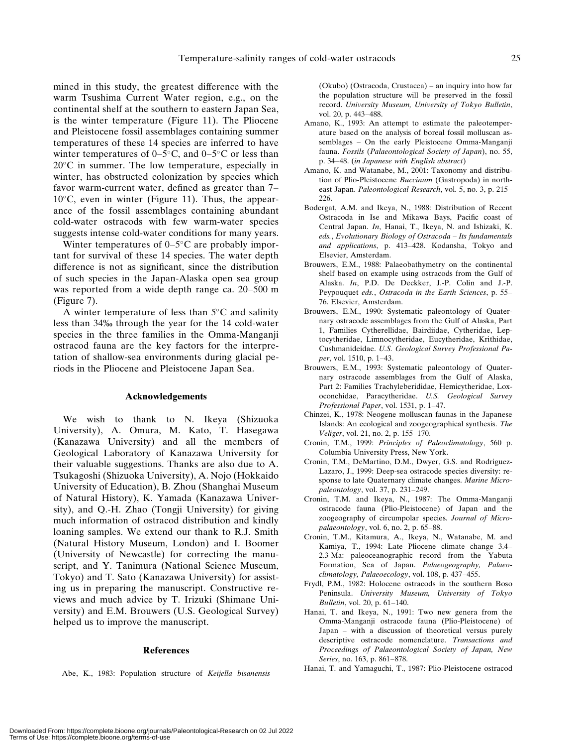mined in this study, the greatest difference with the warm Tsushima Current Water region, e.g., on the continental shelf at the southern to eastern Japan Sea, is the winter temperature (Figure 11). The Pliocene and Pleistocene fossil assemblages containing summer temperatures of these 14 species are inferred to have winter temperatures of 0–5°C, and 0–5°C or less than 20°C in summer. The low temperature, especially in winter, has obstructed colonization by species which favor warm-current water, defined as greater than 7–10°C, even in winter (Figure 11). Thus, the appearance of the fossil assemblages containing abundant cold-water ostracods with few warm-water species suggests intense cold-water conditions for many years.

Winter temperatures of 0–5°C are probably important for survival of these 14 species. The water depth difference is not as significant, since the distribution of such species in the Japan-Alaska open sea group was reported from a wide depth range ca. 20–500 m (Figure 7).

A winter temperature of less than 5°C and salinity less than 34‰ through the year for the 14 cold-water species in the three families in the Omma-Manganji ostracod fauna are the key factors for the interpretation of shallow-sea environments during glacial periods in the Pliocene and Pleistocene Japan Sea.

## Acknowledgements

We wish to thank to N. Ikeya (Shizuoka University), A. Omura, M. Kato, T. Hasegawa (Kanazawa University) and all the members of Geological Laboratory of Kanazawa University for their valuable suggestions. Thanks are also due to A. Tsukagoshi (Shizuoka University), A. Nojo (Hokkaido University of Education), B. Zhou (Shanghai Museum of Natural History), K. Yamada (Kanazawa University), and Q.-H. Zhao (Tongji University) for giving much information of ostracod distribution and kindly loaning samples. We extend our thank to R.J. Smith (Natural History Museum, London) and I. Boomer (University of Newcastle) for correcting the manuscript, and Y. Tanimura (National Science Museum, Tokyo) and T. Sato (Kanazawa University) for assisting us in preparing the manuscript. Constructive reviews and much advice by T. Irizuki (Shimane University) and E.M. Brouwers (U.S. Geological Survey) helped us to improve the manuscript.

## References

Abe, K., 1983: Population structure of *Keijella bisanensis* (Okubo) (Ostracoda, Crustacea) – an inquiry into how far the population structure will be preserved in the fossil record. *University Museum, University of Tokyo Bulletin*, vol. 20, p. 443–488.

Amano, K., 1993: An attempt to estimate the paleotemperature based on the analysis of boreal fossil molluscan assemblages – On the early Pleistocene Omma-Manganji fauna. *Fossils* (*Palaeontological Society of Japan*), no. 55, p. 34–48. (*in Japanese with English abstract*)

Amano, K. and Watanabe, M., 2001: Taxonomy and distribution of Plio-Pleistocene *Buccinum* (Gastropoda) in northeast Japan. *Paleontological Research*, vol. 5, no. 3, p. 215–226.

Bodergat, A.M. and Ikeya, N., 1988: Distribution of Recent Ostracoda in Ise and Mikawa Bays, Pacific coast of Central Japan. *In*, Hanai, T., Ikeya, N. and Ishizaki, K. *eds.*, *Evolutionary Biology of Ostracoda – Its fundamentals and applications*, p. 413–428. Kodansha, Tokyo and Elsevier, Amsterdam.

Brouwers, E.M., 1988: Palaeobathymetry on the continental shelf based on example using ostracods from the Gulf of Alaska. *In*, P.D. De Deckker, J.-P. Colin and J.-P. Peypouquet *eds.*, *Ostracoda in the Earth Sciences*, p. 55–76. Elsevier, Amsterdam.

Brouwers, E.M., 1990: Systematic paleontology of Quaternary ostracode assemblages from the Gulf of Alaska, Part 1, Families Cytherellidae, Bairdiidae, Cytheridae, Leptocytheridae, Limnocytheridae, Eucytheridae, Krithidae, Cushmanideidae. *U.S. Geological Survey Professional Paper*, vol. 1510, p. 1–43.

Brouwers, E.M., 1993: Systematic paleontology of Quaternary ostracode assemblages from the Gulf of Alaska, Part 2: Families Trachyleberididae, Hemicytheridae, Loxoconchidae, Paracytheridae. *U.S. Geological Survey Professional Paper*, vol. 1531, p. 1–47.

Chinzei, K., 1978: Neogene molluscan faunas in the Japanese Islands: An ecological and zoogeographical synthesis. *The Veliger*, vol. 21, no. 2, p. 155–170.

Cronin, T.M., 1999: *Principles of Paleoclimatology*, 560 p. Columbia University Press, New York.

Cronin, T.M., DeMartino, D.M., Dwyer, G.S. and Rodriguez-Lazaro, J., 1999: Deep-sea ostracode species diversity: response to late Quaternary climate changes. *Marine Micropaleontology*, vol. 37, p. 231–249.

Cronin, T.M. and Ikeya, N., 1987: The Omma-Manganji ostracode fauna (Plio-Pleistocene) of Japan and the zoogeography of circumpolar species. *Journal of Micropalaeontology*, vol. 6, no. 2, p. 65–88.

Cronin, T.M., Kitamura, A., Ikeya, N., Watanabe, M. and Kamiya, T., 1994: Late Pliocene climate change 3.4–2.3 Ma: paleoceanographic record from the Yabuta Formation, Sea of Japan. *Palaeogeography, Palaeoclimatology, Palaeoecology*, vol. 108, p. 437–455.

Frydl, P.M., 1982: Holocene ostracods in the southern Boso Peninsula. *University Museum, University of Tokyo Bulletin*, vol. 20, p. 61–140.

Hanai, T. and Ikeya, N., 1991: Two new genera from the Omma-Manganji ostracode fauna (Plio-Pleistocene) of Japan – with a discussion of theoretical versus purely descriptive ostracode nomenclature. *Transactions and Proceedings of Palaeontological Society of Japan, New Series*, no. 163, p. 861–878.

Hanai, T. and Yamaguchi, T., 1987: Plio-Pleistocene ostracod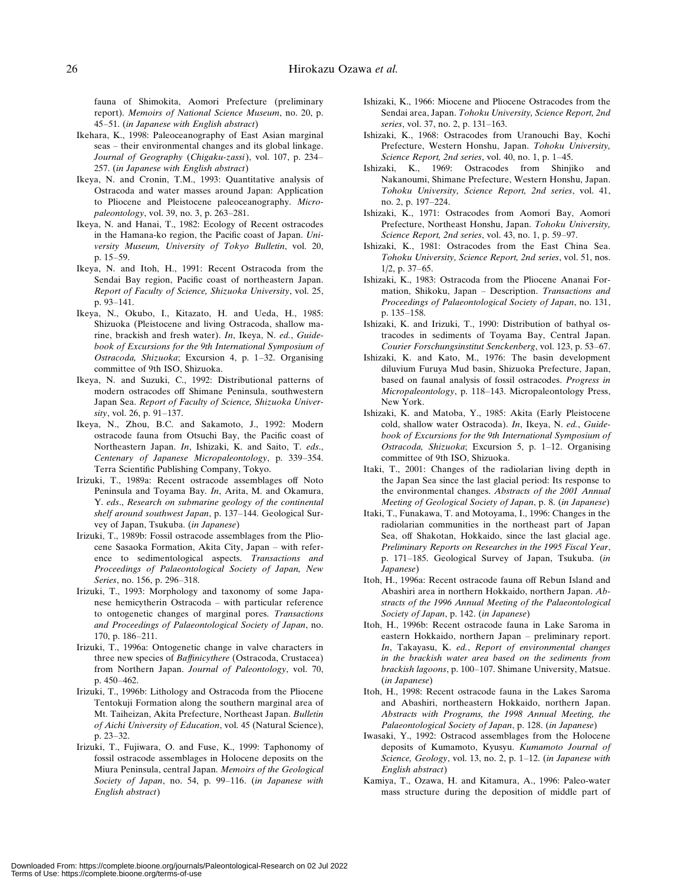fauna of Shimokita, Aomori Prefecture (preliminary report). *Memoirs of National Science Museum*, no. 20, p. 45–51. (*in Japanese with English abstract*)

Ikehara, K., 1998: Paleoceanography of East Asian marginal seas – their environmental changes and its global linkage. *Journal of Geography* (*Chigaku-zassi*), vol. 107, p. 234–257. (*in Japanese with English abstract*)

Ikeya, N. and Cronin, T.M., 1993: Quantitative analysis of Ostracoda and water masses around Japan: Application to Pliocene and Pleistocene paleoceanography. *Micropaleontology*, vol. 39, no. 3, p. 263–281.

Ikeya, N. and Hanai, T., 1982: Ecology of Recent ostracodes in the Hamana-ko region, the Pacific coast of Japan. *University Museum, University of Tokyo Bulletin*, vol. 20, p. 15–59.

Ikeya, N. and Itoh, H., 1991: Recent Ostracoda from the Sendai Bay region, Pacific coast of northeastern Japan. *Report of Faculty of Science, Shizuoka University*, vol. 25, p. 93–141.

Ikeya, N., Okubo, I., Kitazato, H. and Ueda, H., 1985: Shizuoka (Pleistocene and living Ostracoda, shallow marine, brackish and fresh water). *In*, Ikeya, N. *ed.*, *Guidebook of Excursions for the 9th International Symposium of Ostracoda, Shizuoka*; Excursion 4, p. 1–32. Organising committee of 9th ISO, Shizuoka.

Ikeya, N. and Suzuki, C., 1992: Distributional patterns of modern ostracodes off Shimane Peninsula, southwestern Japan Sea. *Report of Faculty of Science, Shizuoka University*, vol. 26, p. 91–137.

Ikeya, N., Zhou, B.C. and Sakamoto, J., 1992: Modern ostracode fauna from Otsuchi Bay, the Pacific coast of Northeastern Japan. *In*, Ishizaki, K. and Saito, T. *eds*., *Centenary of Japanese Micropaleontology*, p. 339–354. Terra Scientific Publishing Company, Tokyo.

Irizuki, T., 1989a: Recent ostracode assemblages off Noto Peninsula and Toyama Bay. *In*, Arita, M. and Okamura, Y. *eds*., *Research on submarine geology of the continental shelf around southwest Japan*, p. 137–144. Geological Survey of Japan, Tsukuba. (*in Japanese*)

Irizuki, T., 1989b: Fossil ostracode assemblages from the Pliocene Sasaoka Formation, Akita City, Japan – with reference to sedimentological aspects. *Transactions and Proceedings of Palaeontological Society of Japan, New Series*, no. 156, p. 296–318.

Irizuki, T., 1993: Morphology and taxonomy of some Japanese hemicytherin Ostracoda – with particular reference to ontogenetic changes of marginal pores. *Transactions and Proceedings of Palaeontological Society of Japan*, no. 170, p. 186–211.

Irizuki, T., 1996a: Ontogenetic change in valve characters in three new species of *Baffinicythere* (Ostracoda, Crustacea) from Northern Japan. *Journal of Paleontology*, vol. 70, p. 450–462.

Irizuki, T., 1996b: Lithology and Ostracoda from the Pliocene Tentokuji Formation along the southern marginal area of Mt. Taiheizan, Akita Prefecture, Northeast Japan. *Bulletin of Aichi University of Education*, vol. 45 (Natural Science), p. 23–32.

Irizuki, T., Fujiwara, O. and Fuse, K., 1999: Taphonomy of fossil ostracode assemblages in Holocene deposits on the Miura Peninsula, central Japan. *Memoirs of the Geological Society of Japan*, no. 54, p. 99–116. (*in Japanese with English abstract*)

Ishizaki, K., 1966: Miocene and Pliocene Ostracodes from the Sendai area, Japan. *Tohoku University, Science Report, 2nd series*, vol. 37, no. 2, p. 131–163.

Ishizaki, K., 1968: Ostracodes from Uranouchi Bay, Kochi Prefecture, Western Honshu, Japan. *Tohoku University, Science Report, 2nd series*, vol. 40, no. 1, p. 1–45.

Ishizaki, K., 1969: Ostracodes from Shinjiko and Nakanoumi, Shimane Prefecture, Western Honshu, Japan. *Tohoku University, Science Report, 2nd series*, vol. 41, no. 2, p. 197–224.

Ishizaki, K., 1971: Ostracodes from Aomori Bay, Aomori Prefecture, Northeast Honshu, Japan. *Tohoku University, Science Report, 2nd series*, vol. 43, no. 1, p. 59–97.

Ishizaki, K., 1981: Ostracodes from the East China Sea. *Tohoku University, Science Report, 2nd series*, vol. 51, nos. 1/2, p. 37–65.

Ishizaki, K., 1983: Ostracoda from the Pliocene Ananai Formation, Shikoku, Japan – Description. *Transactions and Proceedings of Palaeontological Society of Japan*, no. 131, p. 135–158.

Ishizaki, K. and Irizuki, T., 1990: Distribution of bathyal ostracodes in sediments of Toyama Bay, Central Japan. *Courier Forschungsinstitut Senckenberg*, vol. 123, p. 53–67.

Ishizaki, K. and Kato, M., 1976: The basin development diluvium Furuya Mud basin, Shizuoka Prefecture, Japan, based on faunal analysis of fossil ostracodes. *Progress in Micropaleontology*, p. 118–143. Micropaleontology Press, New York.

Ishizaki, K. and Matoba, Y., 1985: Akita (Early Pleistocene cold, shallow water Ostracoda). *In*, Ikeya, N. *ed.*, *Guidebook of Excursions for the 9th International Symposium of Ostracoda, Shizuoka*; Excursion 5, p. 1–12. Organising committee of 9th ISO, Shizuoka.

Itaki, T., 2001: Changes of the radiolarian living depth in the Japan Sea since the last glacial period: Its response to the environmental changes. *Abstracts of the 2001 Annual Meeting of Geological Society of Japan*, p. 8. (*in Japanese*)

Itaki, T., Funakawa, T. and Motoyama, I., 1996: Changes in the radiolarian communities in the northeast part of Japan Sea, off Shakotan, Hokkaido, since the last glacial age. *Preliminary Reports on Researches in the 1995 Fiscal Year*, p. 171–185. Geological Survey of Japan, Tsukuba. (*in Japanese*)

Itoh, H., 1996a: Recent ostracode fauna off Rebun Island and Abashiri area in northern Hokkaido, northern Japan. *Abstracts of the 1996 Annual Meeting of the Palaeontological Society of Japan*, p. 142. (*in Japanese*)

Itoh, H., 1996b: Recent ostracode fauna in Lake Saroma in eastern Hokkaido, northern Japan – preliminary report. *In*, Takayasu, K. *ed.*, *Report of environmental changes in the brackish water area based on the sediments from brackish lagoons*, p. 100–107. Shimane University, Matsue. (*in Japanese*)

Itoh, H., 1998: Recent ostracode fauna in the Lakes Saroma and Abashiri, northeastern Hokkaido, northern Japan. *Abstracts with Programs, the 1998 Annual Meeting, the Palaeontological Society of Japan*, p. 128. (*in Japanese*)

Iwasaki, Y., 1992: Ostracod assemblages from the Holocene deposits of Kumamoto, Kyusyu. *Kumamoto Journal of Science, Geology*, vol. 13, no. 2, p. 1–12. (*in Japanese with English abstract*)

Kamiya, T., Ozawa, H. and Kitamura, A., 1996: Paleo-water mass structure during the deposition of middle part of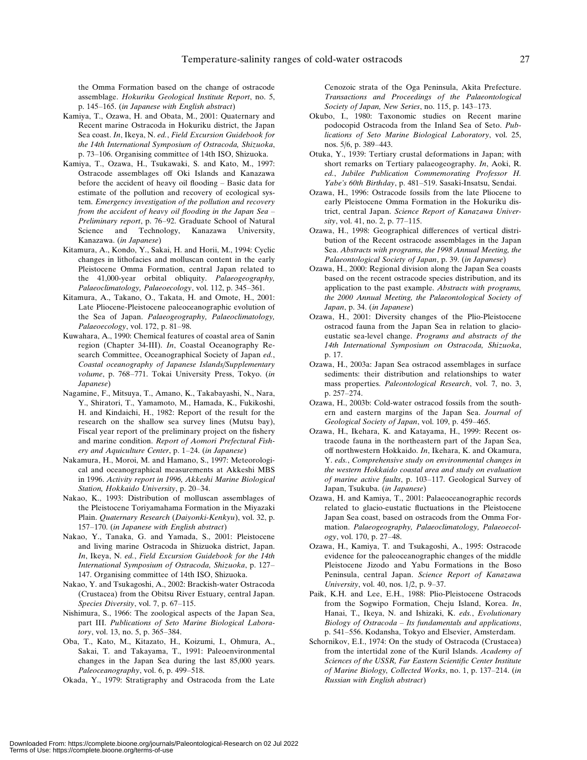the Omma Formation based on the change of ostracode assemblage. *Hokuriku Geological Institute Report*, no. 5, p. 145–165. (*in Japanese with English abstract*)

Kamiya, T., Ozawa, H. and Obata, M., 2001: Quaternary and Recent marine Ostracoda in Hokuriku district, the Japan Sea coast. *In*, Ikeya, N. *ed.*, *Field Excursion Guidebook for the 14th International Symposium of Ostracoda, Shizuoka*, p. 73–106. Organising committee of 14th ISO, Shizuoka.

Kamiya, T., Ozawa, H., Tsukawaki, S. and Kato, M., 1997: Ostracode assemblages off Oki Islands and Kanazawa before the accident of heavy oil flooding – Basic data for estimate of the pollution and recovery of ecological system. *Emergency investigation of the pollution and recovery from the accident of heavy oil flooding in the Japan Sea – Preliminary report*, p. 76–92. Graduate School of Natural Science and Technology, Kanazawa University, Kanazawa. (*in Japanese*)

Kitamura, A., Kondo, Y., Sakai, H. and Horii, M., 1994: Cyclic changes in lithofacies and molluscan content in the early Pleistocene Omma Formation, central Japan related to the 41,000-year orbital obliquity. *Palaeogeography, Palaeoclimatology, Palaeoecology*, vol. 112, p. 345–361.

Kitamura, A., Takano, O., Takata, H. and Omote, H., 2001: Late Pliocene-Pleistocene paleoceanographic evolution of the Sea of Japan. *Palaeogeography, Palaeoclimatology, Palaeoecology*, vol. 172, p. 81–98.

Kuwahara, A., 1990: Chemical features of coastal area of Sanin region (Chapter 34-III). *In*, Coastal Oceanography Research Committee, Oceanographical Society of Japan *ed.*, *Coastal oceanography of Japanese Islands/Supplementary volume*, p. 768–771. Tokai University Press, Tokyo. (*in Japanese*)

Nagamine, F., Mitsuya, T., Amano, K., Takabayashi, N., Nara, Y., Shiratori, T., Yamamoto, M., Hamada, K., Fukikoshi, H. and Kindaichi, H., 1982: Report of the result for the research on the shallow sea survey lines (Mutsu bay), Fiscal year report of the preliminary project on the fishery and marine condition. *Report of Aomori Prefectural Fishery and Aquiculture Center*, p. 1–24. (*in Japanese*)

Nakamura, H., Moroi, M. and Hamano, S., 1997: Meteorological and oceanographical measurements at Akkeshi MBS in 1996. *Activity report in 1996, Akkeshi Marine Biological Station, Hokkaido University*, p. 20–34.

Nakao, K., 1993: Distribution of molluscan assemblages of the Pleistocene Toriyamahama Formation in the Miyazaki Plain. *Quaternary Research* (*Daiyonki-Kenkyu*), vol. 32, p. 157–170. (*in Japanese with English abstract*)

Nakao, Y., Tanaka, G. and Yamada, S., 2001: Pleistocene and living marine Ostracoda in Shizuoka district, Japan. *In*, Ikeya, N. *ed.*, *Field Excursion Guidebook for the 14th International Symposium of Ostracoda, Shizuoka*, p. 127–147. Organising committee of 14th ISO, Shizuoka.

Nakao, Y. and Tsukagoshi, A., 2002: Brackish-water Ostracoda (Crustacea) from the Obitsu River Estuary, central Japan. *Species Diversity*, vol. 7, p. 67–115.

Nishimura, S., 1966: The zoological aspects of the Japan Sea, part III. *Publications of Seto Marine Biological Laboratory*, vol. 13, no. 5, p. 365–384.

Oba, T., Kato, M., Kitazato, H., Koizumi, I., Ohmura, A., Sakai, T. and Takayama, T., 1991: Paleoenvironmental changes in the Japan Sea during the last 85,000 years. *Paleoceanography*, vol. 6, p. 499–518.

Okada, Y., 1979: Stratigraphy and Ostracoda from the Late Cenozoic strata of the Oga Peninsula, Akita Prefecture. *Transactions and Proceedings of the Palaeontological Society of Japan, New Series*, no. 115, p. 143–173.

Okubo, I., 1980: Taxonomic studies on Recent marine podocopid Ostracoda from the Inland Sea of Seto. *Publications of Seto Marine Biological Laboratory*, vol. 25, nos. 5/6, p. 389–443.

Otuka, Y., 1939: Tertiary crustal deformations in Japan; with short remarks on Tertiary palaeogeography. *In*, Aoki, R. *ed.*, *Jubilee Publication Commemorating Professor H. Yabe's 60th Birthday*, p. 481–519. Sasaki-Insatsu, Sendai.

Ozawa, H., 1996: Ostracode fossils from the late Pliocene to early Pleistocene Omma Formation in the Hokuriku district, central Japan. *Science Report of Kanazawa University*, vol. 41, no. 2, p. 77–115.

Ozawa, H., 1998: Geographical differences of vertical distribution of the Recent ostracode assemblages in the Japan Sea. *Abstracts with programs, the 1998 Annual Meeting, the Palaeontological Society of Japan*, p. 39. (*in Japanese*)

Ozawa, H., 2000: Regional division along the Japan Sea coasts based on the recent ostracode species distribution, and its application to the past example. *Abstracts with programs, the 2000 Annual Meeting, the Palaeontological Society of Japan*, p. 34. (*in Japanese*)

Ozawa, H., 2001: Diversity changes of the Plio-Pleistocene ostracod fauna from the Japan Sea in relation to glacio-eustatic sea-level change. *Programs and abstracts of the 14th International Symposium on Ostracoda, Shizuoka*, p. 17.

Ozawa, H., 2003a: Japan Sea ostracod assemblages in surface sediments: their distribution and relationships to water mass properties. *Paleontological Research*, vol. 7, no. 3, p. 257–274.

Ozawa, H., 2003b: Cold-water ostracod fossils from the southern and eastern margins of the Japan Sea. *Journal of Geological Society of Japan*, vol. 109, p. 459–465.

Ozawa, H., Ikehara, K. and Katayama, H., 1999: Recent ostracode fauna in the northeastern part of the Japan Sea, off northwestern Hokkaido. *In*, Ikehara, K. and Okamura, Y. *eds.*, *Comprehensive study on environmental changes in the western Hokkaido coastal area and study on evaluation of marine active faults*, p. 103–117. Geological Survey of Japan, Tsukuba. (*in Japanese*)

Ozawa, H. and Kamiya, T., 2001: Palaeoceanographic records related to glacio-eustatic fluctuations in the Pleistocene Japan Sea coast, based on ostracods from the Omma Formation. *Palaeogeography, Palaeoclimatology, Palaeoecology*, vol. 170, p. 27–48.

Ozawa, H., Kamiya, T. and Tsukagoshi, A., 1995: Ostracode evidence for the paleoceanographic changes of the middle Pleistocene Jizodo and Yabu Formations in the Boso Peninsula, central Japan. *Science Report of Kanazawa University*, vol. 40, nos. 1/2, p. 9–37.

Paik, K.H. and Lee, E.H., 1988: Plio-Pleistocene Ostracods from the Sogwipo Formation, Cheju Island, Korea. *In*, Hanai, T., Ikeya, N. and Ishizaki, K. *eds.*, *Evolutionary Biology of Ostracoda – Its fundamentals and applications*, p. 541–556. Kodansha, Tokyo and Elsevier, Amsterdam.

Schornikov, E.I., 1974: On the study of Ostracoda (Crustacea) from the intertidal zone of the Kuril Islands. *Academy of Sciences of the USSR, Far Eastern Scientific Center Institute of Marine Biology, Collected Works*, no. 1, p. 137–214. (*in Russian with English abstract*)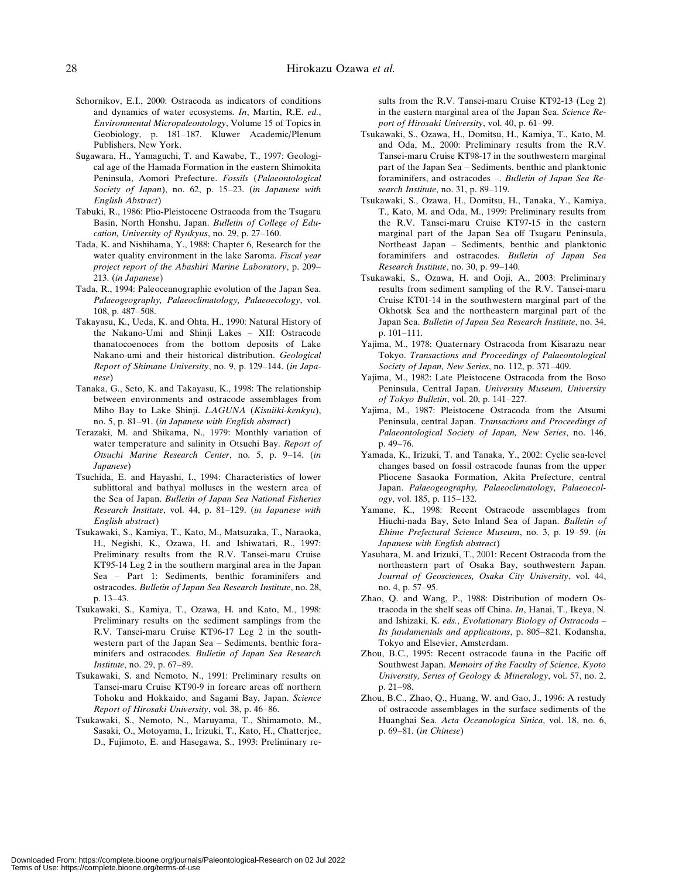Schornikov, E.I., 2000: Ostracoda as indicators of conditions and dynamics of water ecosystems. *In*, Martin, R.E. *ed.*, *Environmental Micropaleontology*, Volume 15 of Topics in Geobiology, p. 181–187. Kluwer Academic/Plenum Publishers, New York.

Sugawara, H., Yamaguchi, T. and Kawabe, T., 1997: Geological age of the Hamada Formation in the eastern Shimokita Peninsula, Aomori Prefecture. *Fossils* (*Palaeontological Society of Japan*), no. 62, p. 15–23. (*in Japanese with English Abstract*)

Tabuki, R., 1986: Plio-Pleistocene Ostracoda from the Tsugaru Basin, North Honshu, Japan. *Bulletin of College of Education, University of Ryukyus*, no. 29, p. 27–160.

Tada, K. and Nishihama, Y., 1988: Chapter 6, Research for the water quality environment in the lake Saroma. *Fiscal year project report of the Abashiri Marine Laboratory*, p. 209–213. (*in Japanese*)

Tada, R., 1994: Paleoceanographic evolution of the Japan Sea. *Palaeogeography, Palaeoclimatology, Palaeoecology*, vol. 108, p. 487–508.

Takayasu, K., Ueda, K. and Ohta, H., 1990: Natural History of the Nakano-Umi and Shinji Lakes – XII: Ostracode thanatocoenoces from the bottom deposits of Lake Nakano-umi and their historical distribution. *Geological Report of Shimane University*, no. 9, p. 129–144. (*in Japanese*)

Tanaka, G., Seto, K. and Takayasu, K., 1998: The relationship between environments and ostracode assemblages from Miho Bay to Lake Shinji. *LAGUNA* (*Kisuiiki-kenkyu*), no. 5, p. 81–91. (*in Japanese with English abstract*)

Terazaki, M. and Shikama, N., 1979: Monthly variation of water temperature and salinity in Otsuchi Bay. *Report of Otsuchi Marine Research Center*, no. 5, p. 9–14. (*in Japanese*)

Tsuchida, E. and Hayashi, I., 1994: Characteristics of lower sublittoral and bathyal molluscs in the western area of the Sea of Japan. *Bulletin of Japan Sea National Fisheries Research Institute*, vol. 44, p. 81–129. (*in Japanese with English abstract*)

Tsukawaki, S., Kamiya, T., Kato, M., Matsuzaka, T., Naraoka, H., Negishi, K., Ozawa, H. and Ishiwatari, R., 1997: Preliminary results from the R.V. Tansei-maru Cruise KT95-14 Leg 2 in the southern marginal area in the Japan Sea – Part 1: Sediments, benthic foraminifers and ostracodes. *Bulletin of Japan Sea Research Institute*, no. 28, p. 13–43.

Tsukawaki, S., Kamiya, T., Ozawa, H. and Kato, M., 1998: Preliminary results on the sediment samplings from the R.V. Tansei-maru Cruise KT96-17 Leg 2 in the southwestern part of the Japan Sea – Sediments, benthic foraminifers and ostracodes. *Bulletin of Japan Sea Research Institute*, no. 29, p. 67–89.

Tsukawaki, S. and Nemoto, N., 1991: Preliminary results on Tansei-maru Cruise KT90-9 in forearc areas off northern Tohoku and Hokkaido, and Sagami Bay, Japan. *Science Report of Hirosaki University*, vol. 38, p. 46–86.

Tsukawaki, S., Nemoto, N., Maruyama, T., Shimamoto, M., Sasaki, O., Motoyama, I., Irizuki, T., Kato, H., Chatterjee, D., Fujimoto, E. and Hasegawa, S., 1993: Preliminary results from the R.V. Tansei-maru Cruise KT92-13 (Leg 2) in the eastern marginal area of the Japan Sea. *Science Report of Hirosaki University*, vol. 40, p. 61–99.

Tsukawaki, S., Ozawa, H., Domitsu, H., Kamiya, T., Kato, M. and Oda, M., 2000: Preliminary results from the R.V. Tansei-maru Cruise KT98-17 in the southwestern marginal part of the Japan Sea – Sediments, benthic and planktonic foraminifers, and ostracodes –. *Bulletin of Japan Sea Research Institute*, no. 31, p. 89–119.

Tsukawaki, S., Ozawa, H., Domitsu, H., Tanaka, Y., Kamiya, T., Kato, M. and Oda, M., 1999: Preliminary results from the R.V. Tansei-maru Cruise KT97-15 in the eastern marginal part of the Japan Sea off Tsugaru Peninsula, Northeast Japan – Sediments, benthic and planktonic foraminifers and ostracodes. *Bulletin of Japan Sea Research Institute*, no. 30, p. 99–140.

Tsukawaki, S., Ozawa, H. and Ooji, A., 2003: Preliminary results from sediment sampling of the R.V. Tansei-maru Cruise KT01-14 in the southwestern marginal part of the Okhotsk Sea and the northeastern marginal part of the Japan Sea. *Bulletin of Japan Sea Research Institute*, no. 34, p. 101–111.

Yajima, M., 1978: Quaternary Ostracoda from Kisarazu near Tokyo. *Transactions and Proceedings of Palaeontological Society of Japan, New Series*, no. 112, p. 371–409.

Yajima, M., 1982: Late Pleistocene Ostracoda from the Boso Peninsula, Central Japan. *University Museum, University of Tokyo Bulletin*, vol. 20, p. 141–227.

Yajima, M., 1987: Pleistocene Ostracoda from the Atsumi Peninsula, central Japan. *Transactions and Proceedings of Palaeontological Society of Japan, New Series*, no. 146, p. 49–76.

Yamada, K., Irizuki, T. and Tanaka, Y., 2002: Cyclic sea-level changes based on fossil ostracode faunas from the upper Pliocene Sasaoka Formation, Akita Prefecture, central Japan. *Palaeogeography, Palaeoclimatology, Palaeoecology*, vol. 185, p. 115–132.

Yamane, K., 1998: Recent Ostracode assemblages from Hiuchi-nada Bay, Seto Inland Sea of Japan. *Bulletin of Ehime Prefectural Science Museum*, no. 3, p. 19–59. (*in Japanese with English abstract*)

Yasuhara, M. and Irizuki, T., 2001: Recent Ostracoda from the northeastern part of Osaka Bay, southwestern Japan. *Journal of Geosciences, Osaka City University*, vol. 44, no. 4, p. 57–95.

Zhao, Q. and Wang, P., 1988: Distribution of modern Ostracoda in the shelf seas off China. *In*, Hanai, T., Ikeya, N. and Ishizaki, K. *eds.*, *Evolutionary Biology of Ostracoda – Its fundamentals and applications*, p. 805–821. Kodansha, Tokyo and Elsevier, Amsterdam.

Zhou, B.C., 1995: Recent ostracode fauna in the Pacific off Southwest Japan. *Memoirs of the Faculty of Science, Kyoto University, Series of Geology & Mineralogy*, vol. 57, no. 2, p. 21–98.

Zhou, B.C., Zhao, Q., Huang, W. and Gao, J., 1996: A restudy of ostracode assemblages in the surface sediments of the Huanghai Sea. *Acta Oceanologica Sinica*, vol. 18, no. 6, p. 69–81. (*in Chinese*)